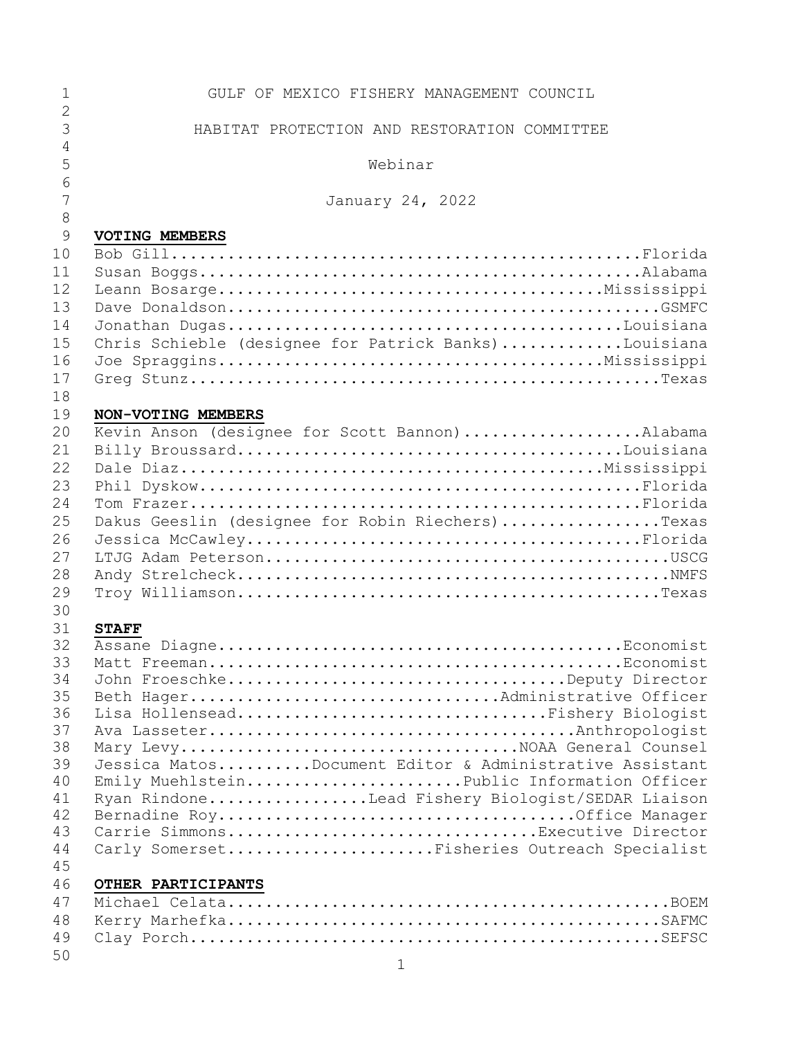GULF OF MEXICO FISHERY MANAGEMENT COUNCIL

HABITAT PROTECTION AND RESTORATION COMMITTEE

Webinar

January 24, 2022

**VOTING MEMBERS**

Bob Gill....................................................Florida
Susan Boggs.................................................Alabama
Leann Bosarge...........................................Mississippi
Dave Donaldson................................................GSMFC
Jonathan Dugas............................................Louisiana
Chris Schieble (designee for Patrick Banks)...............Louisiana
Joe Spraggins...........................................Mississippi
Greg Stunz....................................................Texas

**NON-VOTING MEMBERS**

Kevin Anson (designee for Scott Bannon)....................Alabama
Billy Broussard...........................................Louisiana
Dale Diaz...............................................Mississippi
Phil Dyskow.................................................Florida
Tom Frazer..................................................Florida
Dakus Geeslin (designee for Robin Riechers).................Texas
Jessica McCawley............................................Florida
LTJG Adam Peterson.............................................USCG
Andy Strelcheck................................................NMFS
Troy Williamson...............................................Texas

**STAFF**

Assane Diagne.............................................Economist
Matt Freeman..............................................Economist
John Froeschke.......................................Deputy Director
Beth Hager..................................Administrative Officer
Lisa Hollensead.....................................Fishery Biologist
Ava Lasseter..........................................Anthropologist
Mary Levy...................................NOAA General Counsel
Jessica Matos..........Document Editor & Administrative Assistant
Emily Muehlstein.......................Public Information Officer
Ryan Rindone.................Lead Fishery Biologist/SEDAR Liaison
Bernadine Roy...........................................Office Manager
Carrie Simmons......................................Executive Director
Carly Somerset......................Fisheries Outreach Specialist

**OTHER PARTICIPANTS**

Michael Celata.................................................BOEM
Kerry Marhefka................................................SAFMC
Clay Porch....................................................SEFSC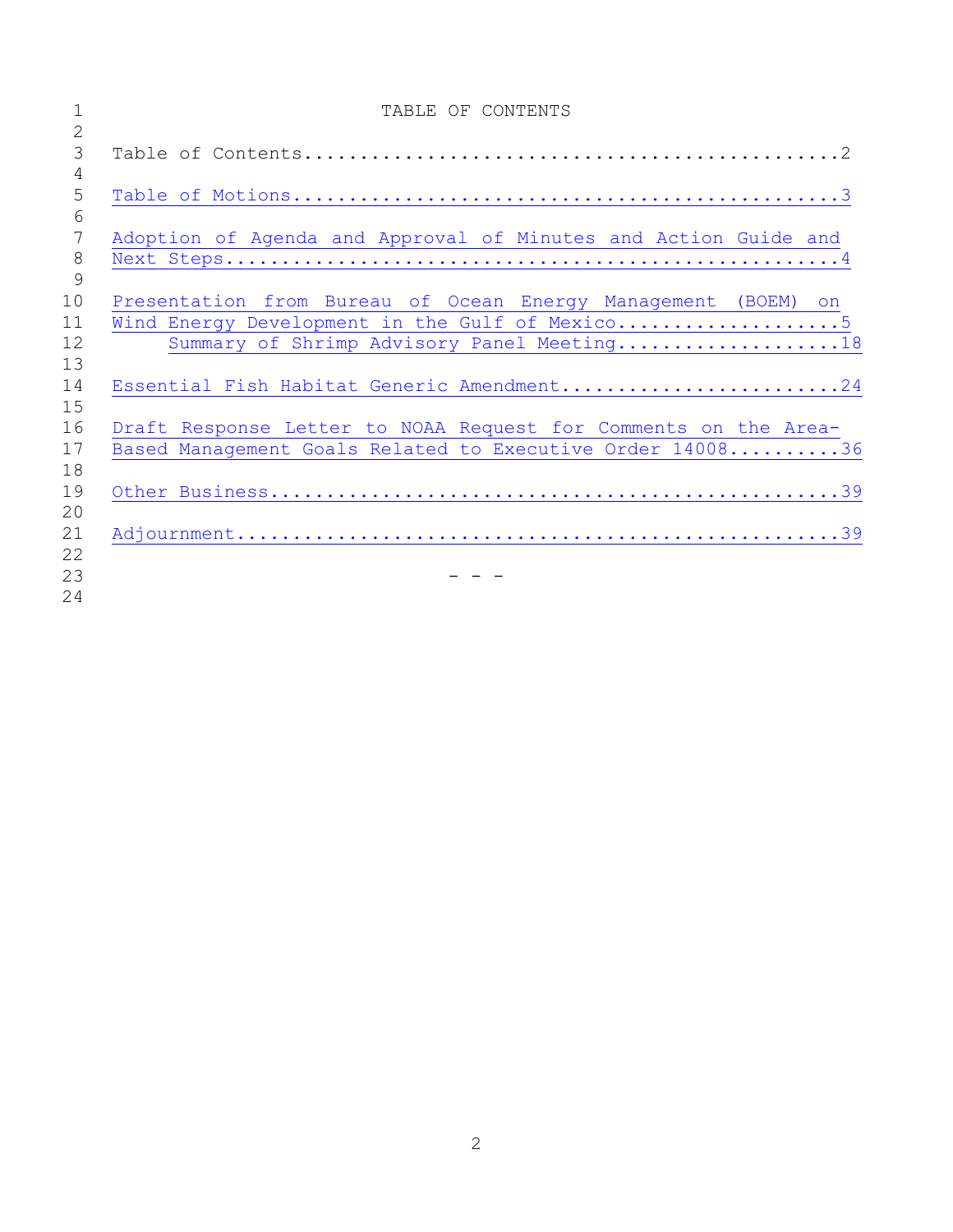# TABLE OF CONTENTS

Table of Contents....................................................2

Table of Motions.....................................................3

Adoption of Agenda and Approval of Minutes and Action Guide and Next Steps...........................................................4

Presentation from Bureau of Ocean Energy Management (BOEM) on Wind Energy Development in the Gulf of Mexico.....................5

    Summary of Shrimp Advisory Panel Meeting.....................18

Essential Fish Habitat Generic Amendment.........................24

Draft Response Letter to NOAA Request for Comments on the Area-Based Management Goals Related to Executive Order 14008..........36

Other Business...................................................39

Adjournment......................................................39

\- - -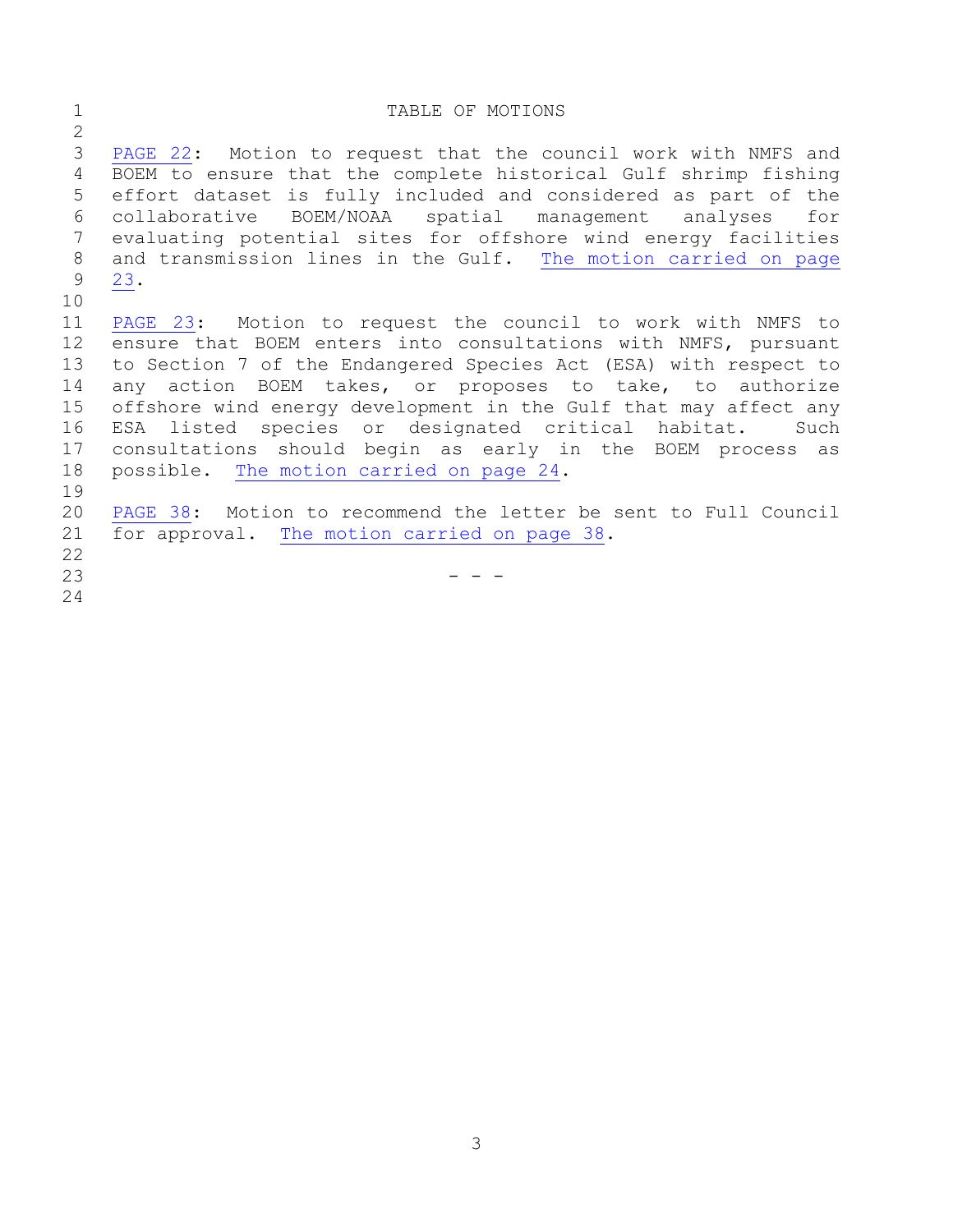# TABLE OF MOTIONS

PAGE 22: Motion to request that the council work with NMFS and BOEM to ensure that the complete historical Gulf shrimp fishing effort dataset is fully included and considered as part of the collaborative BOEM/NOAA spatial management analyses for evaluating potential sites for offshore wind energy facilities and transmission lines in the Gulf. The motion carried on page 23.

PAGE 23: Motion to request the council to work with NMFS to ensure that BOEM enters into consultations with NMFS, pursuant to Section 7 of the Endangered Species Act (ESA) with respect to any action BOEM takes, or proposes to take, to authorize offshore wind energy development in the Gulf that may affect any ESA listed species or designated critical habitat. Such consultations should begin as early in the BOEM process as possible. The motion carried on page 24.

PAGE 38: Motion to recommend the letter be sent to Full Council for approval. The motion carried on page 38.

- - -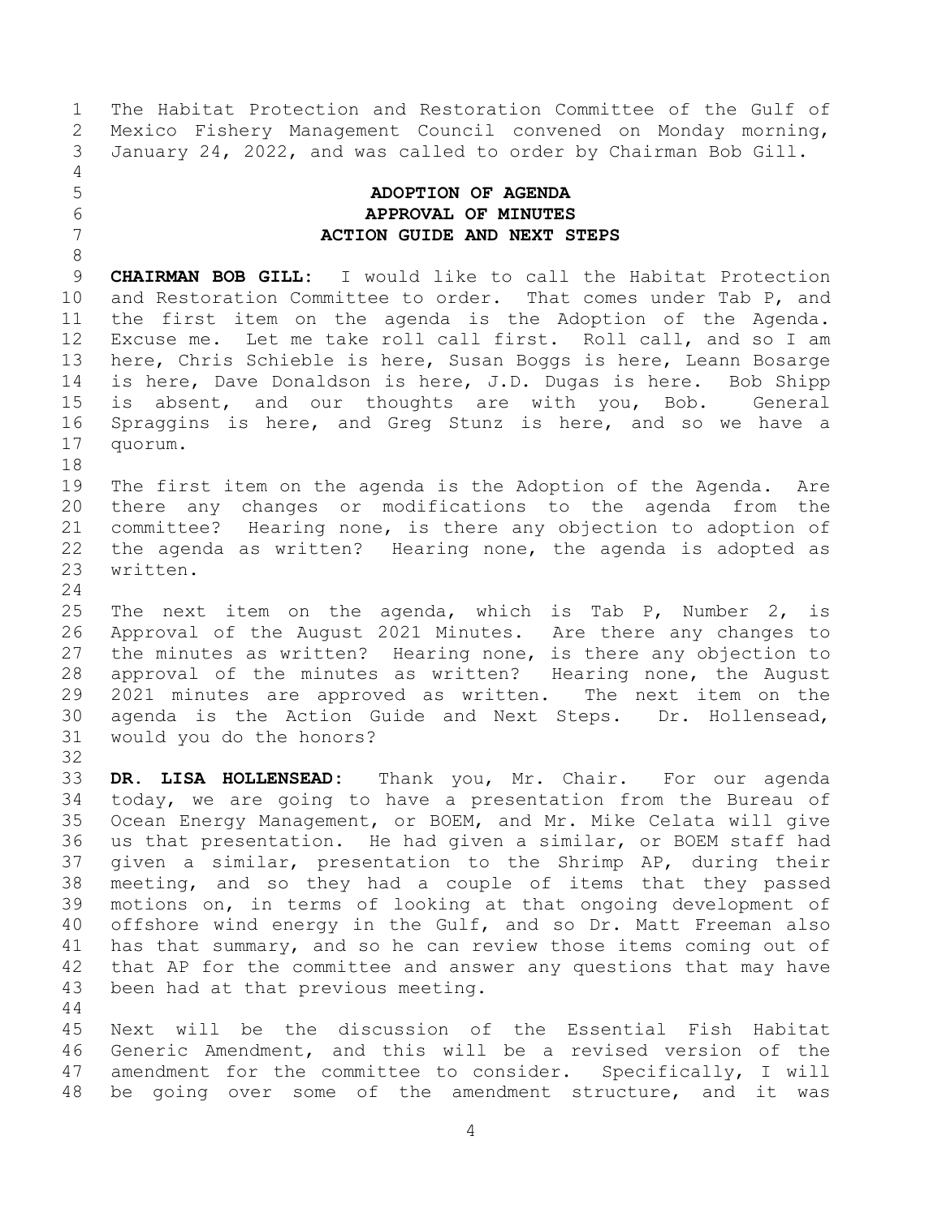The Habitat Protection and Restoration Committee of the Gulf of Mexico Fishery Management Council convened on Monday morning, January 24, 2022, and was called to order by Chairman Bob Gill.

**ADOPTION OF AGENDA**
**APPROVAL OF MINUTES**
**ACTION GUIDE AND NEXT STEPS**

**CHAIRMAN BOB GILL:** I would like to call the Habitat Protection and Restoration Committee to order. That comes under Tab P, and the first item on the agenda is the Adoption of the Agenda. Excuse me. Let me take roll call first. Roll call, and so I am here, Chris Schieble is here, Susan Boggs is here, Leann Bosarge is here, Dave Donaldson is here, J.D. Dugas is here. Bob Shipp is absent, and our thoughts are with you, Bob. General Spraggins is here, and Greg Stunz is here, and so we have a quorum.

The first item on the agenda is the Adoption of the Agenda. Are there any changes or modifications to the agenda from the committee? Hearing none, is there any objection to adoption of the agenda as written? Hearing none, the agenda is adopted as written.

The next item on the agenda, which is Tab P, Number 2, is Approval of the August 2021 Minutes. Are there any changes to the minutes as written? Hearing none, is there any objection to approval of the minutes as written? Hearing none, the August 2021 minutes are approved as written. The next item on the agenda is the Action Guide and Next Steps. Dr. Hollensead, would you do the honors?

**DR. LISA HOLLENSEAD:** Thank you, Mr. Chair. For our agenda today, we are going to have a presentation from the Bureau of Ocean Energy Management, or BOEM, and Mr. Mike Celata will give us that presentation. He had given a similar, or BOEM staff had given a similar, presentation to the Shrimp AP, during their meeting, and so they had a couple of items that they passed motions on, in terms of looking at that ongoing development of offshore wind energy in the Gulf, and so Dr. Matt Freeman also has that summary, and so he can review those items coming out of that AP for the committee and answer any questions that may have been had at that previous meeting.

Next will be the discussion of the Essential Fish Habitat Generic Amendment, and this will be a revised version of the amendment for the committee to consider. Specifically, I will be going over some of the amendment structure, and it was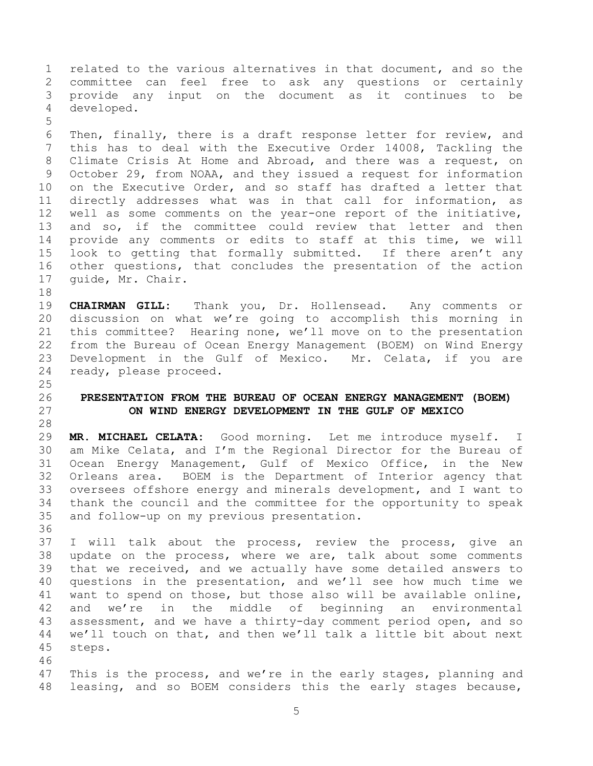related to the various alternatives in that document, and so the committee can feel free to ask any questions or certainly provide any input on the document as it continues to be developed.

Then, finally, there is a draft response letter for review, and this has to deal with the Executive Order 14008, Tackling the Climate Crisis At Home and Abroad, and there was a request, on October 29, from NOAA, and they issued a request for information on the Executive Order, and so staff has drafted a letter that directly addresses what was in that call for information, as well as some comments on the year-one report of the initiative, and so, if the committee could review that letter and then provide any comments or edits to staff at this time, we will look to getting that formally submitted. If there aren't any other questions, that concludes the presentation of the action guide, Mr. Chair.

**CHAIRMAN GILL:** Thank you, Dr. Hollensead. Any comments or discussion on what we're going to accomplish this morning in this committee? Hearing none, we'll move on to the presentation from the Bureau of Ocean Energy Management (BOEM) on Wind Energy Development in the Gulf of Mexico. Mr. Celata, if you are ready, please proceed.

## PRESENTATION FROM THE BUREAU OF OCEAN ENERGY MANAGEMENT (BOEM) ON WIND ENERGY DEVELOPMENT IN THE GULF OF MEXICO

**MR. MICHAEL CELATA:** Good morning. Let me introduce myself. I am Mike Celata, and I'm the Regional Director for the Bureau of Ocean Energy Management, Gulf of Mexico Office, in the New Orleans area. BOEM is the Department of Interior agency that oversees offshore energy and minerals development, and I want to thank the council and the committee for the opportunity to speak and follow-up on my previous presentation.

I will talk about the process, review the process, give an update on the process, where we are, talk about some comments that we received, and we actually have some detailed answers to questions in the presentation, and we'll see how much time we want to spend on those, but those also will be available online, and we're in the middle of beginning an environmental assessment, and we have a thirty-day comment period open, and so we'll touch on that, and then we'll talk a little bit about next steps.

This is the process, and we're in the early stages, planning and leasing, and so BOEM considers this the early stages because,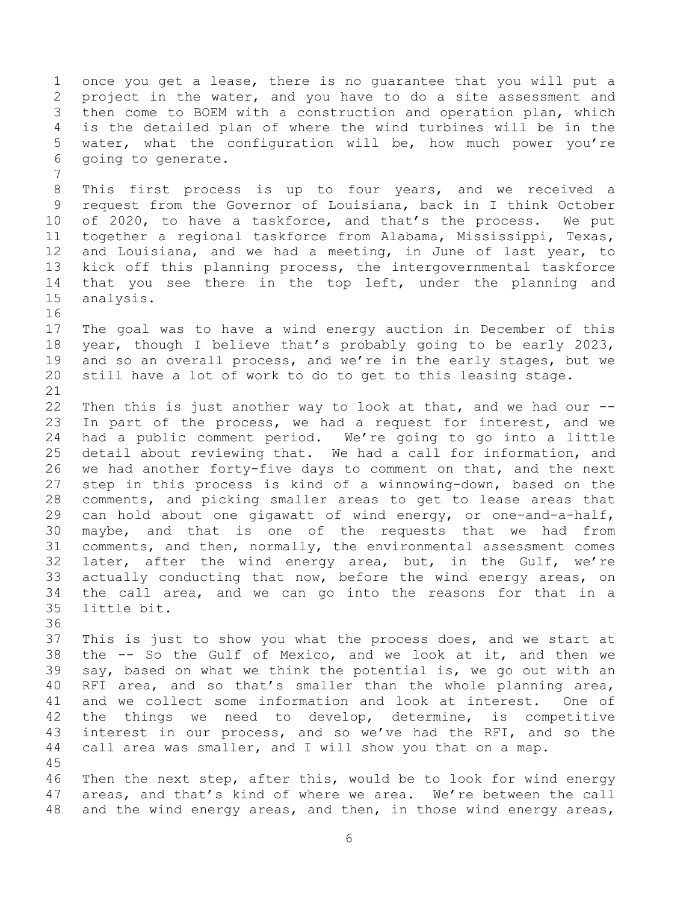once you get a lease, there is no guarantee that you will put a project in the water, and you have to do a site assessment and then come to BOEM with a construction and operation plan, which is the detailed plan of where the wind turbines will be in the water, what the configuration will be, how much power you're going to generate.

This first process is up to four years, and we received a request from the Governor of Louisiana, back in I think October of 2020, to have a taskforce, and that's the process. We put together a regional taskforce from Alabama, Mississippi, Texas, and Louisiana, and we had a meeting, in June of last year, to kick off this planning process, the intergovernmental taskforce that you see there in the top left, under the planning and analysis.

The goal was to have a wind energy auction in December of this year, though I believe that's probably going to be early 2023, and so an overall process, and we're in the early stages, but we still have a lot of work to do to get to this leasing stage.

Then this is just another way to look at that, and we had our -- In part of the process, we had a request for interest, and we had a public comment period. We're going to go into a little detail about reviewing that. We had a call for information, and we had another forty-five days to comment on that, and the next step in this process is kind of a winnowing-down, based on the comments, and picking smaller areas to get to lease areas that can hold about one gigawatt of wind energy, or one-and-a-half, maybe, and that is one of the requests that we had from comments, and then, normally, the environmental assessment comes later, after the wind energy area, but, in the Gulf, we're actually conducting that now, before the wind energy areas, on the call area, and we can go into the reasons for that in a little bit.

This is just to show you what the process does, and we start at the -- So the Gulf of Mexico, and we look at it, and then we say, based on what we think the potential is, we go out with an RFI area, and so that's smaller than the whole planning area, and we collect some information and look at interest. One of the things we need to develop, determine, is competitive interest in our process, and so we've had the RFI, and so the call area was smaller, and I will show you that on a map.

Then the next step, after this, would be to look for wind energy areas, and that's kind of where we area. We're between the call and the wind energy areas, and then, in those wind energy areas,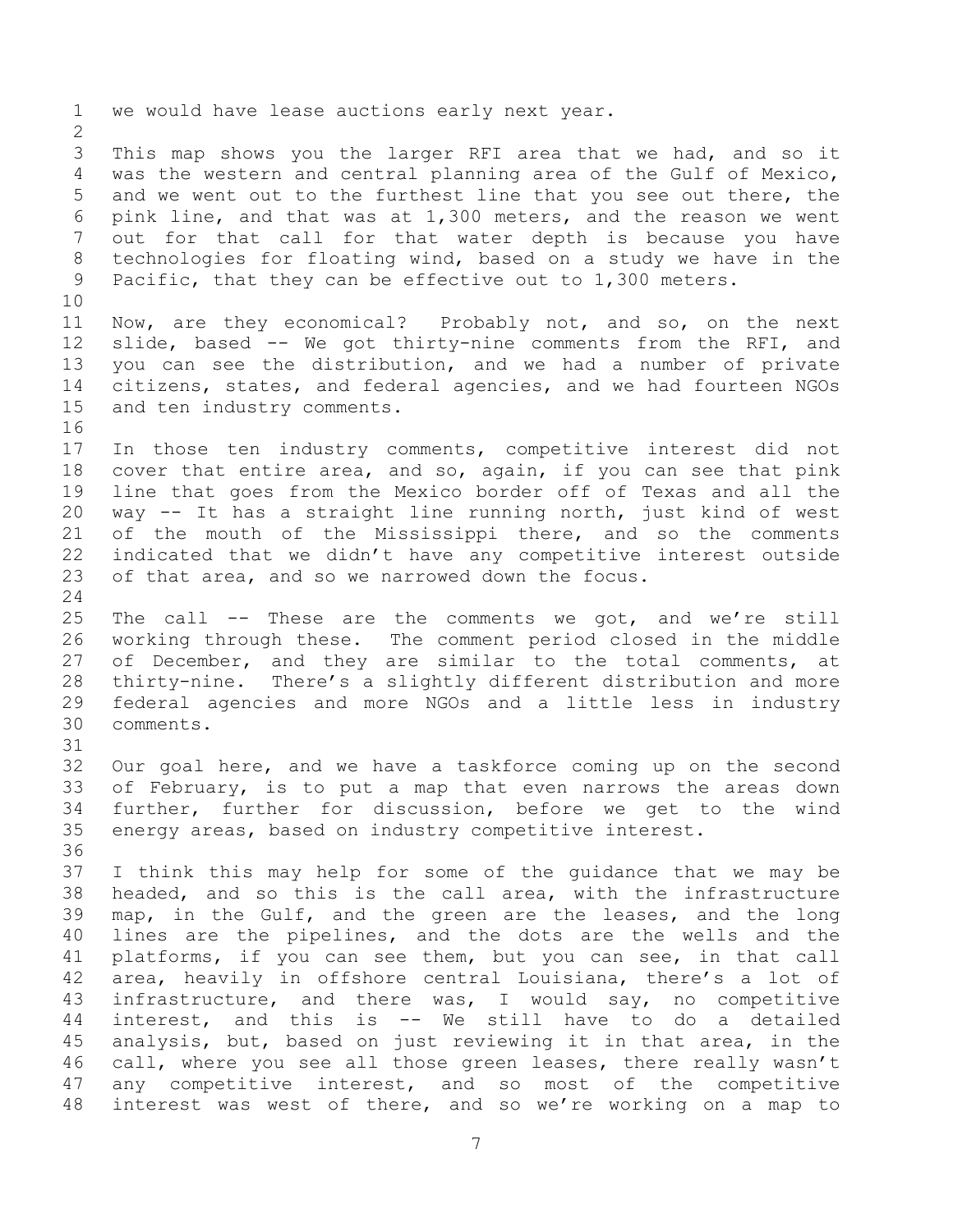we would have lease auctions early next year.

This map shows you the larger RFI area that we had, and so it was the western and central planning area of the Gulf of Mexico, and we went out to the furthest line that you see out there, the pink line, and that was at 1,300 meters, and the reason we went out for that call for that water depth is because you have technologies for floating wind, based on a study we have in the Pacific, that they can be effective out to 1,300 meters.

Now, are they economical? Probably not, and so, on the next slide, based -- We got thirty-nine comments from the RFI, and you can see the distribution, and we had a number of private citizens, states, and federal agencies, and we had fourteen NGOs and ten industry comments.

In those ten industry comments, competitive interest did not cover that entire area, and so, again, if you can see that pink line that goes from the Mexico border off of Texas and all the way -- It has a straight line running north, just kind of west of the mouth of the Mississippi there, and so the comments indicated that we didn't have any competitive interest outside of that area, and so we narrowed down the focus.

The call -- These are the comments we got, and we're still working through these. The comment period closed in the middle of December, and they are similar to the total comments, at thirty-nine. There's a slightly different distribution and more federal agencies and more NGOs and a little less in industry comments.

Our goal here, and we have a taskforce coming up on the second of February, is to put a map that even narrows the areas down further, further for discussion, before we get to the wind energy areas, based on industry competitive interest.

I think this may help for some of the guidance that we may be headed, and so this is the call area, with the infrastructure map, in the Gulf, and the green are the leases, and the long lines are the pipelines, and the dots are the wells and the platforms, if you can see them, but you can see, in that call area, heavily in offshore central Louisiana, there's a lot of infrastructure, and there was, I would say, no competitive interest, and this is -- We still have to do a detailed analysis, but, based on just reviewing it in that area, in the call, where you see all those green leases, there really wasn't any competitive interest, and so most of the competitive interest was west of there, and so we're working on a map to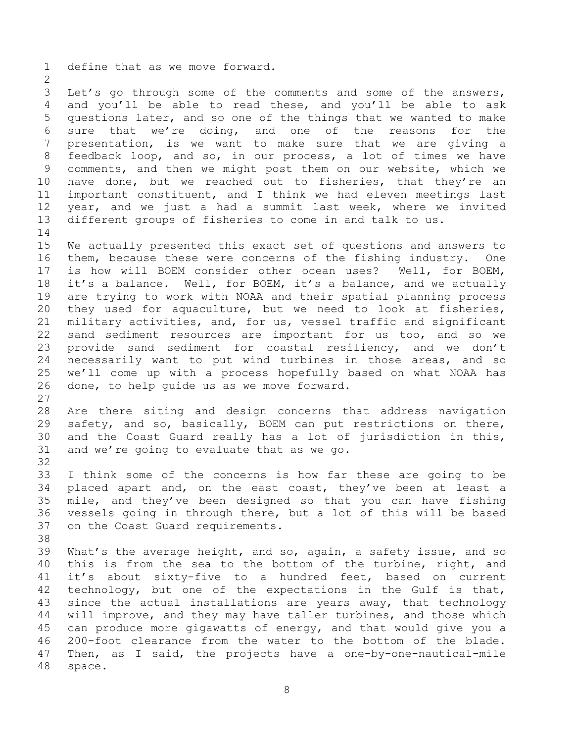define that as we move forward.

Let's go through some of the comments and some of the answers, and you'll be able to read these, and you'll be able to ask questions later, and so one of the things that we wanted to make sure that we're doing, and one of the reasons for the presentation, is we want to make sure that we are giving a feedback loop, and so, in our process, a lot of times we have comments, and then we might post them on our website, which we have done, but we reached out to fisheries, that they're an important constituent, and I think we had eleven meetings last year, and we just a had a summit last week, where we invited different groups of fisheries to come in and talk to us.

We actually presented this exact set of questions and answers to them, because these were concerns of the fishing industry. One is how will BOEM consider other ocean uses? Well, for BOEM, it's a balance. Well, for BOEM, it's a balance, and we actually are trying to work with NOAA and their spatial planning process they used for aquaculture, but we need to look at fisheries, military activities, and, for us, vessel traffic and significant sand sediment resources are important for us too, and so we provide sand sediment for coastal resiliency, and we don't necessarily want to put wind turbines in those areas, and so we'll come up with a process hopefully based on what NOAA has done, to help guide us as we move forward.

Are there siting and design concerns that address navigation safety, and so, basically, BOEM can put restrictions on there, and the Coast Guard really has a lot of jurisdiction in this, and we're going to evaluate that as we go.

I think some of the concerns is how far these are going to be placed apart and, on the east coast, they've been at least a mile, and they've been designed so that you can have fishing vessels going in through there, but a lot of this will be based on the Coast Guard requirements.

What's the average height, and so, again, a safety issue, and so this is from the sea to the bottom of the turbine, right, and it's about sixty-five to a hundred feet, based on current technology, but one of the expectations in the Gulf is that, since the actual installations are years away, that technology will improve, and they may have taller turbines, and those which can produce more gigawatts of energy, and that would give you a 200-foot clearance from the water to the bottom of the blade. Then, as I said, the projects have a one-by-one-nautical-mile space.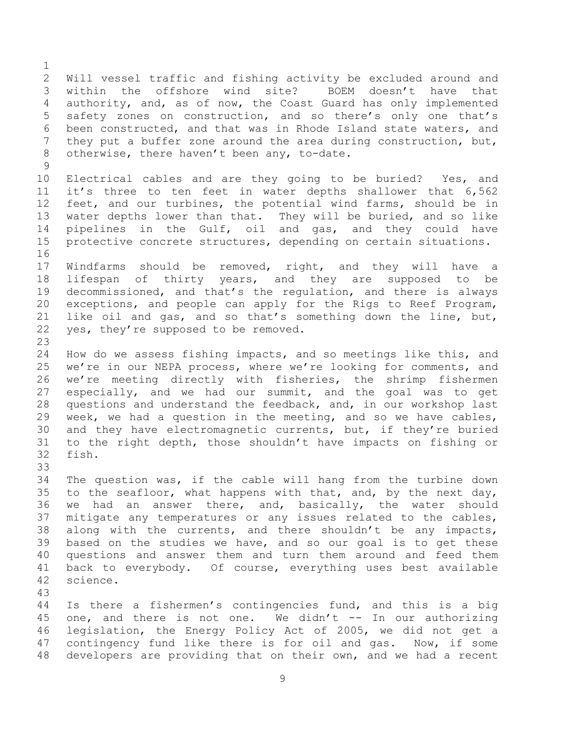Will vessel traffic and fishing activity be excluded around and within the offshore wind site? BOEM doesn't have that authority, and, as of now, the Coast Guard has only implemented safety zones on construction, and so there's only one that's been constructed, and that was in Rhode Island state waters, and they put a buffer zone around the area during construction, but, otherwise, there haven't been any, to-date.

Electrical cables and are they going to be buried? Yes, and it's three to ten feet in water depths shallower that 6,562 feet, and our turbines, the potential wind farms, should be in water depths lower than that. They will be buried, and so like pipelines in the Gulf, oil and gas, and they could have protective concrete structures, depending on certain situations.

Windfarms should be removed, right, and they will have a lifespan of thirty years, and they are supposed to be decommissioned, and that's the regulation, and there is always exceptions, and people can apply for the Rigs to Reef Program, like oil and gas, and so that's something down the line, but, yes, they're supposed to be removed.

How do we assess fishing impacts, and so meetings like this, and we're in our NEPA process, where we're looking for comments, and we're meeting directly with fisheries, the shrimp fishermen especially, and we had our summit, and the goal was to get questions and understand the feedback, and, in our workshop last week, we had a question in the meeting, and so we have cables, and they have electromagnetic currents, but, if they're buried to the right depth, those shouldn't have impacts on fishing or fish.

The question was, if the cable will hang from the turbine down to the seafloor, what happens with that, and, by the next day, we had an answer there, and, basically, the water should mitigate any temperatures or any issues related to the cables, along with the currents, and there shouldn't be any impacts, based on the studies we have, and so our goal is to get these questions and answer them and turn them around and feed them back to everybody. Of course, everything uses best available science.

Is there a fishermen's contingencies fund, and this is a big one, and there is not one. We didn't -- In our authorizing legislation, the Energy Policy Act of 2005, we did not get a contingency fund like there is for oil and gas. Now, if some developers are providing that on their own, and we had a recent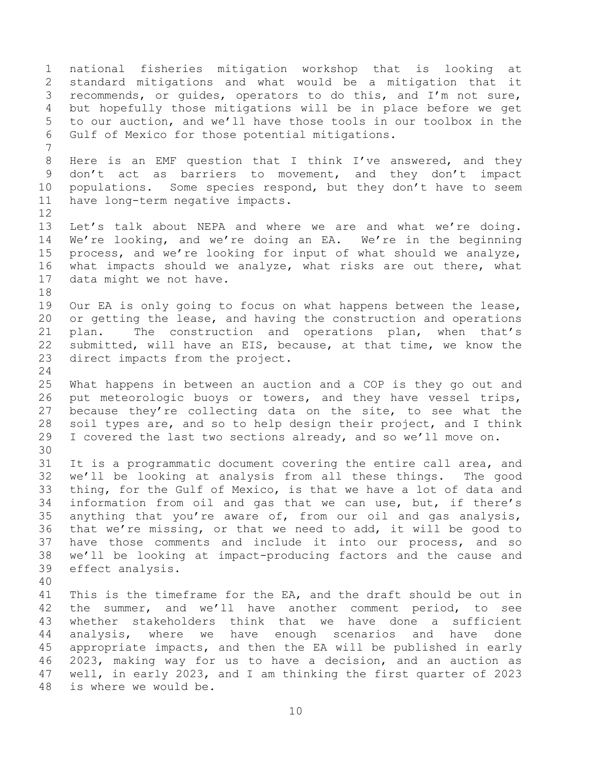national fisheries mitigation workshop that is looking at standard mitigations and what would be a mitigation that it recommends, or guides, operators to do this, and I'm not sure, but hopefully those mitigations will be in place before we get to our auction, and we'll have those tools in our toolbox in the Gulf of Mexico for those potential mitigations.

Here is an EMF question that I think I've answered, and they don't act as barriers to movement, and they don't impact populations. Some species respond, but they don't have to seem have long-term negative impacts.

Let's talk about NEPA and where we are and what we're doing. We're looking, and we're doing an EA. We're in the beginning process, and we're looking for input of what should we analyze, what impacts should we analyze, what risks are out there, what data might we not have.

Our EA is only going to focus on what happens between the lease, or getting the lease, and having the construction and operations plan. The construction and operations plan, when that's submitted, will have an EIS, because, at that time, we know the direct impacts from the project.

What happens in between an auction and a COP is they go out and put meteorologic buoys or towers, and they have vessel trips, because they're collecting data on the site, to see what the soil types are, and so to help design their project, and I think I covered the last two sections already, and so we'll move on.

It is a programmatic document covering the entire call area, and we'll be looking at analysis from all these things. The good thing, for the Gulf of Mexico, is that we have a lot of data and information from oil and gas that we can use, but, if there's anything that you're aware of, from our oil and gas analysis, that we're missing, or that we need to add, it will be good to have those comments and include it into our process, and so we'll be looking at impact-producing factors and the cause and effect analysis.

This is the timeframe for the EA, and the draft should be out in the summer, and we'll have another comment period, to see whether stakeholders think that we have done a sufficient analysis, where we have enough scenarios and have done appropriate impacts, and then the EA will be published in early 2023, making way for us to have a decision, and an auction as well, in early 2023, and I am thinking the first quarter of 2023 is where we would be.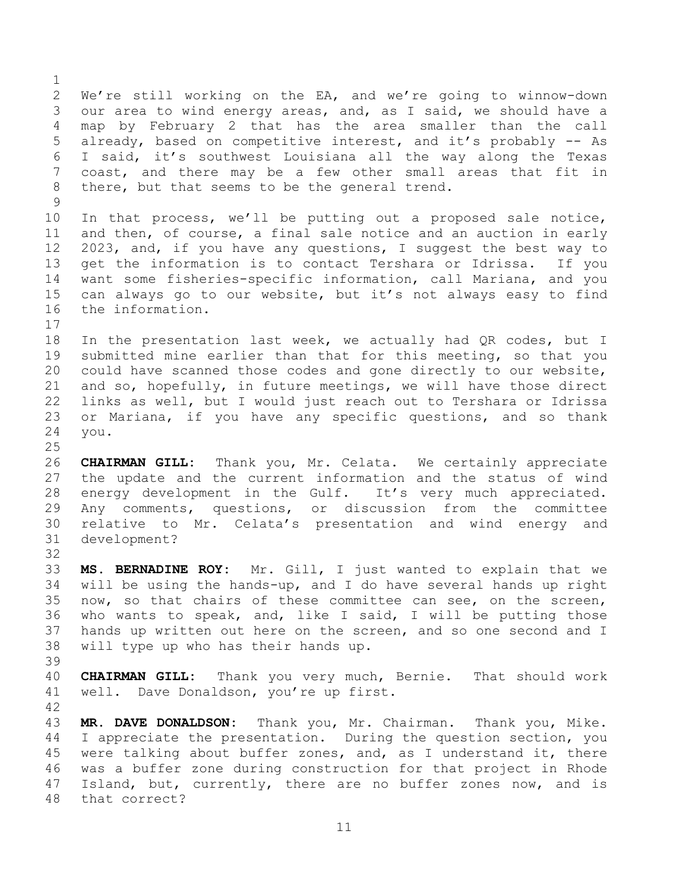We're still working on the EA, and we're going to winnow-down our area to wind energy areas, and, as I said, we should have a map by February 2 that has the area smaller than the call already, based on competitive interest, and it's probably -- As I said, it's southwest Louisiana all the way along the Texas coast, and there may be a few other small areas that fit in there, but that seems to be the general trend.

In that process, we'll be putting out a proposed sale notice, and then, of course, a final sale notice and an auction in early 2023, and, if you have any questions, I suggest the best way to get the information is to contact Tershara or Idrissa. If you want some fisheries-specific information, call Mariana, and you can always go to our website, but it's not always easy to find the information.

In the presentation last week, we actually had QR codes, but I submitted mine earlier than that for this meeting, so that you could have scanned those codes and gone directly to our website, and so, hopefully, in future meetings, we will have those direct links as well, but I would just reach out to Tershara or Idrissa or Mariana, if you have any specific questions, and so thank you.

**CHAIRMAN GILL:** Thank you, Mr. Celata. We certainly appreciate the update and the current information and the status of wind energy development in the Gulf. It's very much appreciated. Any comments, questions, or discussion from the committee relative to Mr. Celata's presentation and wind energy and development?

**MS. BERNADINE ROY:** Mr. Gill, I just wanted to explain that we will be using the hands-up, and I do have several hands up right now, so that chairs of these committee can see, on the screen, who wants to speak, and, like I said, I will be putting those hands up written out here on the screen, and so one second and I will type up who has their hands up.

**CHAIRMAN GILL:** Thank you very much, Bernie. That should work well. Dave Donaldson, you're up first.

**MR. DAVE DONALDSON:** Thank you, Mr. Chairman. Thank you, Mike. I appreciate the presentation. During the question section, you were talking about buffer zones, and, as I understand it, there was a buffer zone during construction for that project in Rhode Island, but, currently, there are no buffer zones now, and is that correct?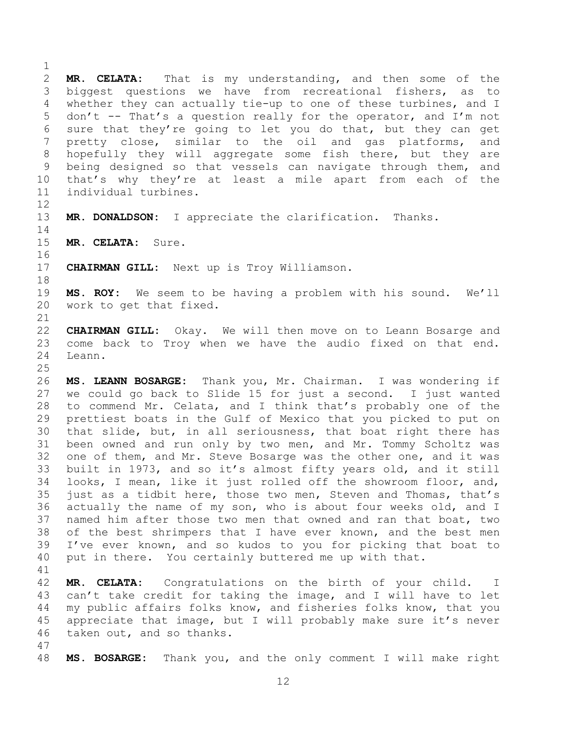**MR. CELATA:** That is my understanding, and then some of the biggest questions we have from recreational fishers, as to whether they can actually tie-up to one of these turbines, and I don't -- That's a question really for the operator, and I'm not sure that they're going to let you do that, but they can get pretty close, similar to the oil and gas platforms, and hopefully they will aggregate some fish there, but they are being designed so that vessels can navigate through them, and that's why they're at least a mile apart from each of the individual turbines.

**MR. DONALDSON:** I appreciate the clarification. Thanks.

**MR. CELATA:** Sure.

**CHAIRMAN GILL:** Next up is Troy Williamson.

**MS. ROY:** We seem to be having a problem with his sound. We'll work to get that fixed.

**CHAIRMAN GILL:** Okay. We will then move on to Leann Bosarge and come back to Troy when we have the audio fixed on that end. Leann.

**MS. LEANN BOSARGE:** Thank you, Mr. Chairman. I was wondering if we could go back to Slide 15 for just a second. I just wanted to commend Mr. Celata, and I think that's probably one of the prettiest boats in the Gulf of Mexico that you picked to put on that slide, but, in all seriousness, that boat right there has been owned and run only by two men, and Mr. Tommy Scholtz was one of them, and Mr. Steve Bosarge was the other one, and it was built in 1973, and so it's almost fifty years old, and it still looks, I mean, like it just rolled off the showroom floor, and, just as a tidbit here, those two men, Steven and Thomas, that's actually the name of my son, who is about four weeks old, and I named him after those two men that owned and ran that boat, two of the best shrimpers that I have ever known, and the best men I've ever known, and so kudos to you for picking that boat to put in there. You certainly buttered me up with that.

**MR. CELATA:** Congratulations on the birth of your child. I can't take credit for taking the image, and I will have to let my public affairs folks know, and fisheries folks know, that you appreciate that image, but I will probably make sure it's never taken out, and so thanks.

**MS. BOSARGE:** Thank you, and the only comment I will make right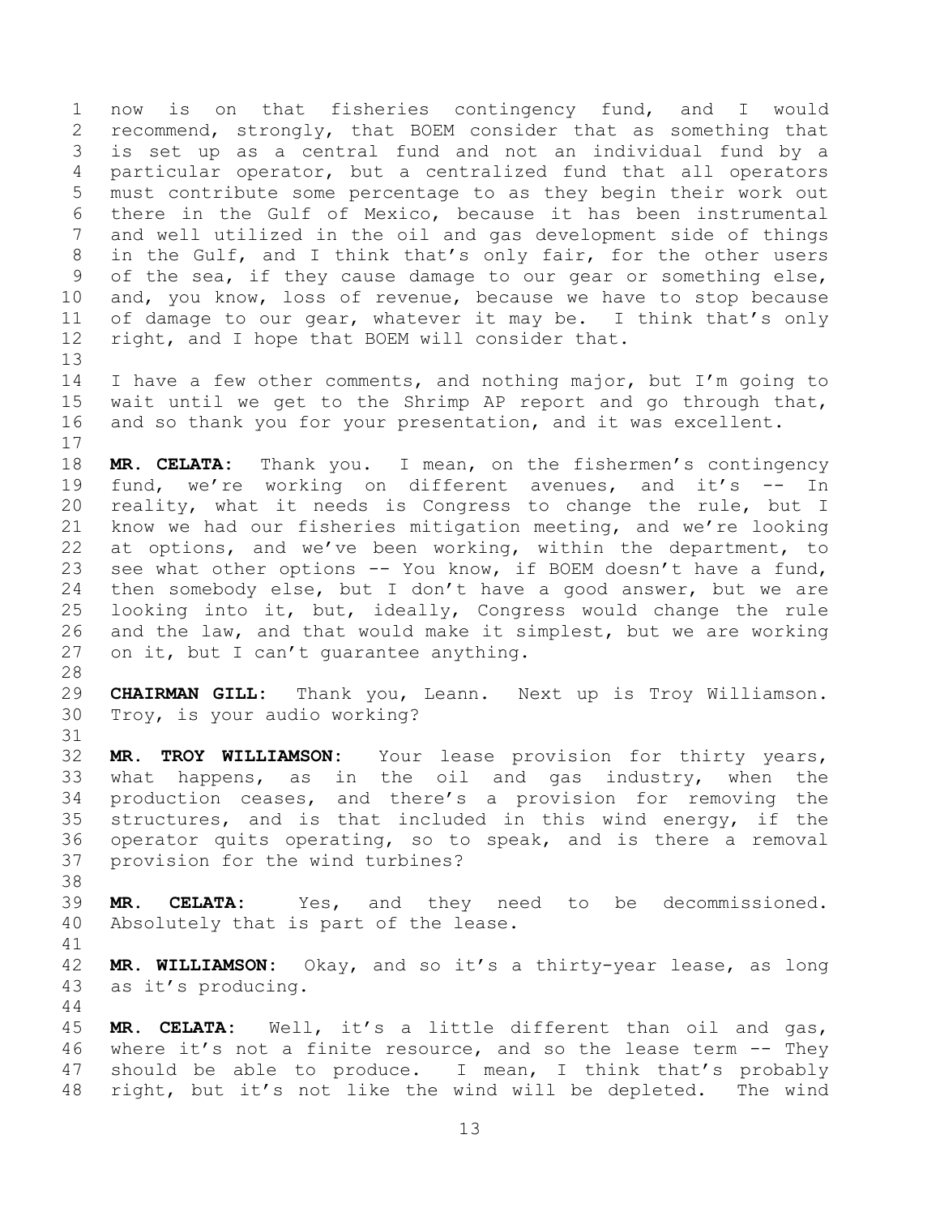now is on that fisheries contingency fund, and I would recommend, strongly, that BOEM consider that as something that is set up as a central fund and not an individual fund by a particular operator, but a centralized fund that all operators must contribute some percentage to as they begin their work out there in the Gulf of Mexico, because it has been instrumental and well utilized in the oil and gas development side of things in the Gulf, and I think that's only fair, for the other users of the sea, if they cause damage to our gear or something else, and, you know, loss of revenue, because we have to stop because of damage to our gear, whatever it may be. I think that's only right, and I hope that BOEM will consider that.

I have a few other comments, and nothing major, but I'm going to wait until we get to the Shrimp AP report and go through that, and so thank you for your presentation, and it was excellent.

**MR. CELATA:** Thank you. I mean, on the fishermen's contingency fund, we're working on different avenues, and it's -- In reality, what it needs is Congress to change the rule, but I know we had our fisheries mitigation meeting, and we're looking at options, and we've been working, within the department, to see what other options -- You know, if BOEM doesn't have a fund, then somebody else, but I don't have a good answer, but we are looking into it, but, ideally, Congress would change the rule and the law, and that would make it simplest, but we are working on it, but I can't guarantee anything.

**CHAIRMAN GILL:** Thank you, Leann. Next up is Troy Williamson. Troy, is your audio working?

**MR. TROY WILLIAMSON:** Your lease provision for thirty years, what happens, as in the oil and gas industry, when the production ceases, and there's a provision for removing the structures, and is that included in this wind energy, if the operator quits operating, so to speak, and is there a removal provision for the wind turbines?

**MR. CELATA:** Yes, and they need to be decommissioned. Absolutely that is part of the lease.

**MR. WILLIAMSON:** Okay, and so it's a thirty-year lease, as long as it's producing.

**MR. CELATA:** Well, it's a little different than oil and gas, where it's not a finite resource, and so the lease term -- They should be able to produce. I mean, I think that's probably right, but it's not like the wind will be depleted. The wind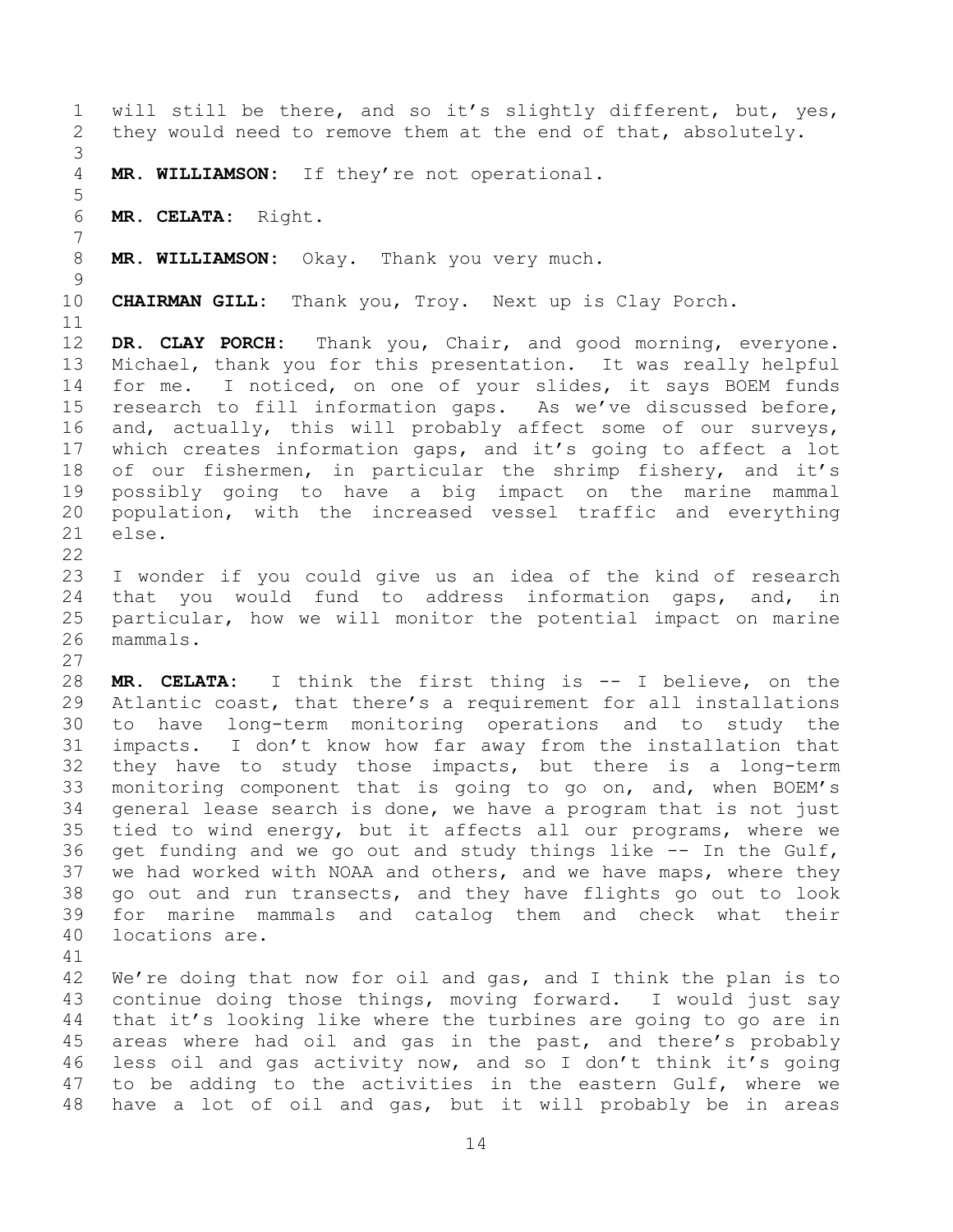will still be there, and so it's slightly different, but, yes, they would need to remove them at the end of that, absolutely.

**MR. WILLIAMSON:** If they're not operational.

**MR. CELATA:** Right.

**MR. WILLIAMSON:** Okay. Thank you very much.

**CHAIRMAN GILL:** Thank you, Troy. Next up is Clay Porch.

**DR. CLAY PORCH:** Thank you, Chair, and good morning, everyone. Michael, thank you for this presentation. It was really helpful for me. I noticed, on one of your slides, it says BOEM funds research to fill information gaps. As we've discussed before, and, actually, this will probably affect some of our surveys, which creates information gaps, and it's going to affect a lot of our fishermen, in particular the shrimp fishery, and it's possibly going to have a big impact on the marine mammal population, with the increased vessel traffic and everything else.

I wonder if you could give us an idea of the kind of research that you would fund to address information gaps, and, in particular, how we will monitor the potential impact on marine mammals.

**MR. CELATA:** I think the first thing is -- I believe, on the Atlantic coast, that there's a requirement for all installations to have long-term monitoring operations and to study the impacts. I don't know how far away from the installation that they have to study those impacts, but there is a long-term monitoring component that is going to go on, and, when BOEM's general lease search is done, we have a program that is not just tied to wind energy, but it affects all our programs, where we get funding and we go out and study things like -- In the Gulf, we had worked with NOAA and others, and we have maps, where they go out and run transects, and they have flights go out to look for marine mammals and catalog them and check what their locations are.

We're doing that now for oil and gas, and I think the plan is to continue doing those things, moving forward. I would just say that it's looking like where the turbines are going to go are in areas where had oil and gas in the past, and there's probably less oil and gas activity now, and so I don't think it's going to be adding to the activities in the eastern Gulf, where we have a lot of oil and gas, but it will probably be in areas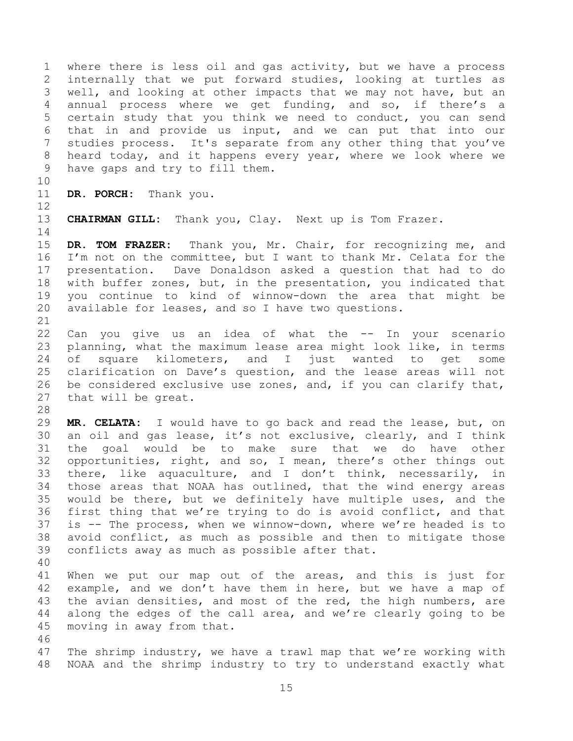where there is less oil and gas activity, but we have a process internally that we put forward studies, looking at turtles as well, and looking at other impacts that we may not have, but an annual process where we get funding, and so, if there's a certain study that you think we need to conduct, you can send that in and provide us input, and we can put that into our studies process. It's separate from any other thing that you've heard today, and it happens every year, where we look where we have gaps and try to fill them.

**DR. PORCH:** Thank you.

**CHAIRMAN GILL:** Thank you, Clay. Next up is Tom Frazer.

**DR. TOM FRAZER:** Thank you, Mr. Chair, for recognizing me, and I'm not on the committee, but I want to thank Mr. Celata for the presentation. Dave Donaldson asked a question that had to do with buffer zones, but, in the presentation, you indicated that you continue to kind of winnow-down the area that might be available for leases, and so I have two questions.

Can you give us an idea of what the -- In your scenario planning, what the maximum lease area might look like, in terms of square kilometers, and I just wanted to get some clarification on Dave's question, and the lease areas will not be considered exclusive use zones, and, if you can clarify that, that will be great.

**MR. CELATA:** I would have to go back and read the lease, but, on an oil and gas lease, it's not exclusive, clearly, and I think the goal would be to make sure that we do have other opportunities, right, and so, I mean, there's other things out there, like aquaculture, and I don't think, necessarily, in those areas that NOAA has outlined, that the wind energy areas would be there, but we definitely have multiple uses, and the first thing that we're trying to do is avoid conflict, and that is -- The process, when we winnow-down, where we're headed is to avoid conflict, as much as possible and then to mitigate those conflicts away as much as possible after that.

When we put our map out of the areas, and this is just for example, and we don't have them in here, but we have a map of the avian densities, and most of the red, the high numbers, are along the edges of the call area, and we're clearly going to be moving in away from that.

The shrimp industry, we have a trawl map that we're working with NOAA and the shrimp industry to try to understand exactly what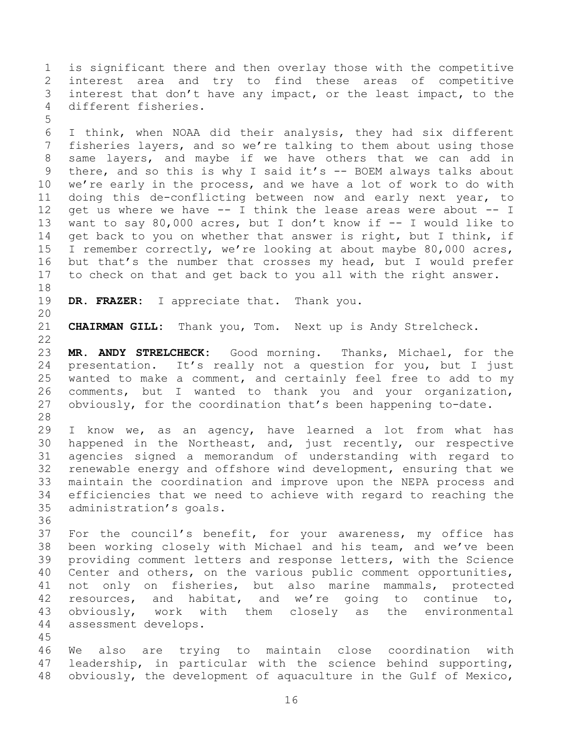is significant there and then overlay those with the competitive interest area and try to find these areas of competitive interest that don't have any impact, or the least impact, to the different fisheries.

I think, when NOAA did their analysis, they had six different fisheries layers, and so we're talking to them about using those same layers, and maybe if we have others that we can add in there, and so this is why I said it's -- BOEM always talks about we're early in the process, and we have a lot of work to do with doing this de-conflicting between now and early next year, to get us where we have -- I think the lease areas were about -- I want to say 80,000 acres, but I don't know if -- I would like to get back to you on whether that answer is right, but I think, if I remember correctly, we're looking at about maybe 80,000 acres, but that's the number that crosses my head, but I would prefer to check on that and get back to you all with the right answer.

**DR. FRAZER:** I appreciate that. Thank you.

**CHAIRMAN GILL:** Thank you, Tom. Next up is Andy Strelcheck.

**MR. ANDY STRELCHECK:** Good morning. Thanks, Michael, for the presentation. It's really not a question for you, but I just wanted to make a comment, and certainly feel free to add to my comments, but I wanted to thank you and your organization, obviously, for the coordination that's been happening to-date.

I know we, as an agency, have learned a lot from what has happened in the Northeast, and, just recently, our respective agencies signed a memorandum of understanding with regard to renewable energy and offshore wind development, ensuring that we maintain the coordination and improve upon the NEPA process and efficiencies that we need to achieve with regard to reaching the administration's goals.

For the council's benefit, for your awareness, my office has been working closely with Michael and his team, and we've been providing comment letters and response letters, with the Science Center and others, on the various public comment opportunities, not only on fisheries, but also marine mammals, protected resources, and habitat, and we're going to continue to, obviously, work with them closely as the environmental assessment develops.

We also are trying to maintain close coordination with leadership, in particular with the science behind supporting, obviously, the development of aquaculture in the Gulf of Mexico,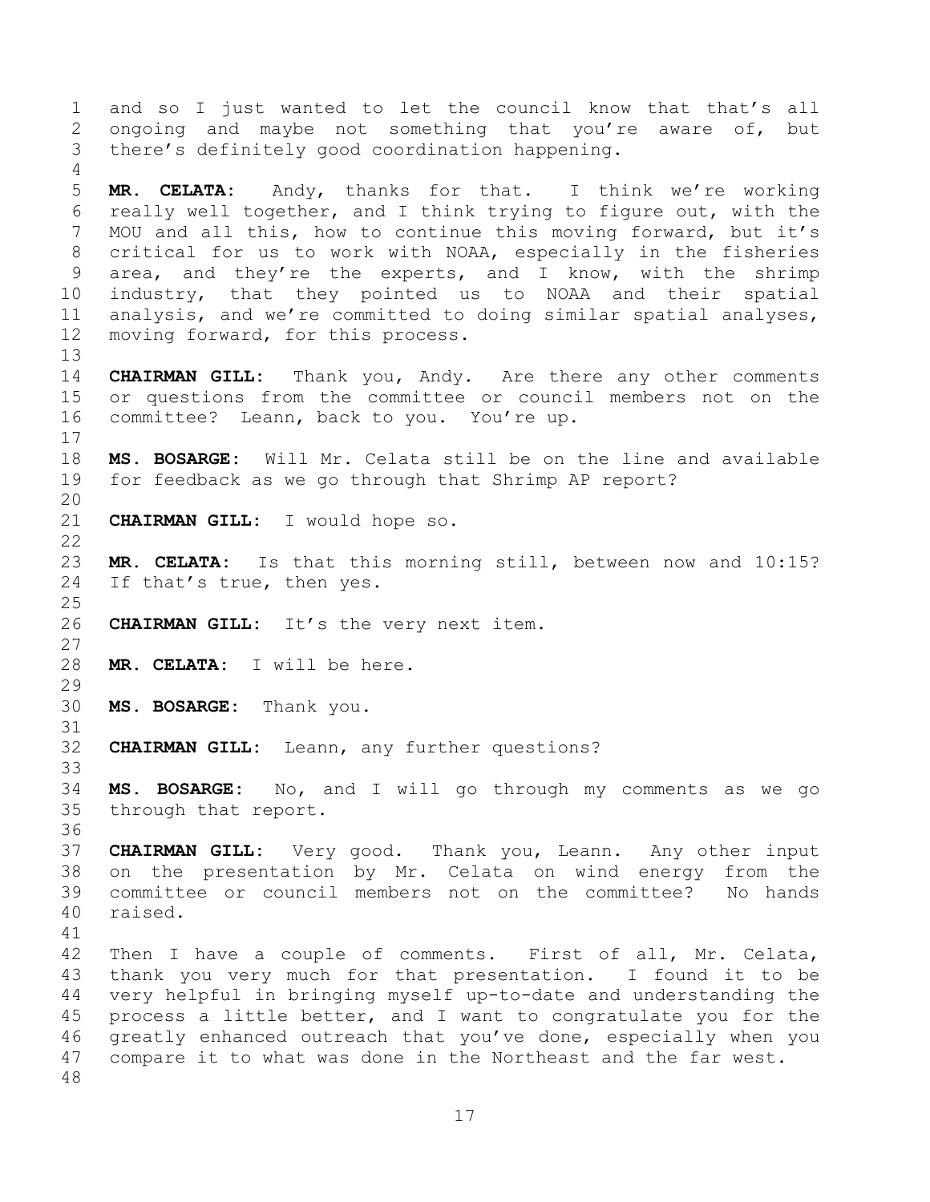and so I just wanted to let the council know that that's all ongoing and maybe not something that you're aware of, but there's definitely good coordination happening.

**MR. CELATA:** Andy, thanks for that. I think we're working really well together, and I think trying to figure out, with the MOU and all this, how to continue this moving forward, but it's critical for us to work with NOAA, especially in the fisheries area, and they're the experts, and I know, with the shrimp industry, that they pointed us to NOAA and their spatial analysis, and we're committed to doing similar spatial analyses, moving forward, for this process.

**CHAIRMAN GILL:** Thank you, Andy. Are there any other comments or questions from the committee or council members not on the committee? Leann, back to you. You're up.

**MS. BOSARGE:** Will Mr. Celata still be on the line and available for feedback as we go through that Shrimp AP report?

**CHAIRMAN GILL:** I would hope so.

**MR. CELATA:** Is that this morning still, between now and 10:15? If that's true, then yes.

**CHAIRMAN GILL:** It's the very next item.

**MR. CELATA:** I will be here.

**MS. BOSARGE:** Thank you.

**CHAIRMAN GILL:** Leann, any further questions?

**MS. BOSARGE:** No, and I will go through my comments as we go through that report.

**CHAIRMAN GILL:** Very good. Thank you, Leann. Any other input on the presentation by Mr. Celata on wind energy from the committee or council members not on the committee? No hands raised.

Then I have a couple of comments. First of all, Mr. Celata, thank you very much for that presentation. I found it to be very helpful in bringing myself up-to-date and understanding the process a little better, and I want to congratulate you for the greatly enhanced outreach that you've done, especially when you compare it to what was done in the Northeast and the far west.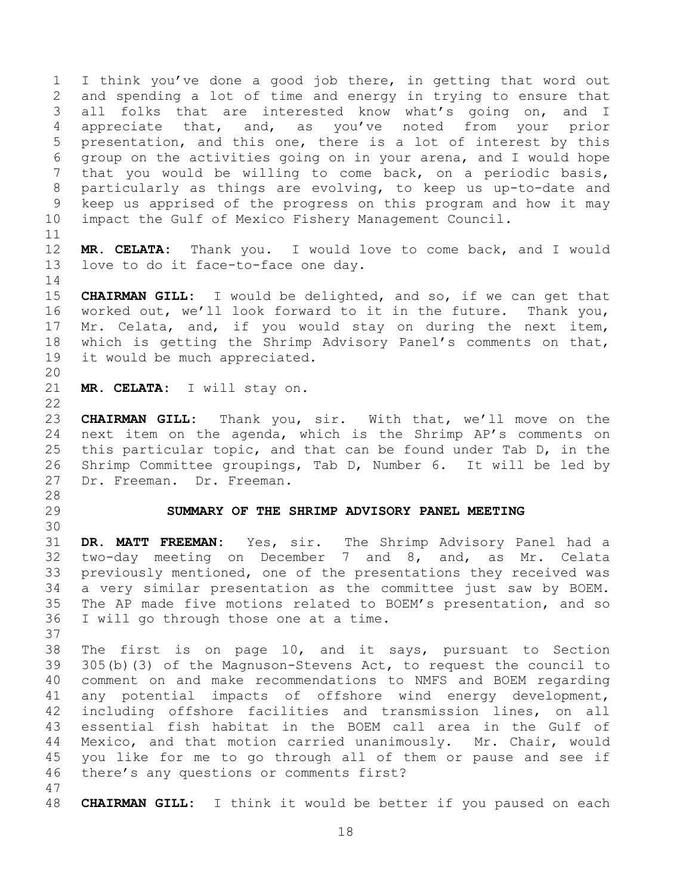I think you've done a good job there, in getting that word out and spending a lot of time and energy in trying to ensure that all folks that are interested know what's going on, and I appreciate that, and, as you've noted from your prior presentation, and this one, there is a lot of interest by this group on the activities going on in your arena, and I would hope that you would be willing to come back, on a periodic basis, particularly as things are evolving, to keep us up-to-date and keep us apprised of the progress on this program and how it may impact the Gulf of Mexico Fishery Management Council.

**MR. CELATA:** Thank you. I would love to come back, and I would love to do it face-to-face one day.

**CHAIRMAN GILL:** I would be delighted, and so, if we can get that worked out, we'll look forward to it in the future. Thank you, Mr. Celata, and, if you would stay on during the next item, which is getting the Shrimp Advisory Panel's comments on that, it would be much appreciated.

**MR. CELATA:** I will stay on.

**CHAIRMAN GILL:** Thank you, sir. With that, we'll move on the next item on the agenda, which is the Shrimp AP's comments on this particular topic, and that can be found under Tab D, in the Shrimp Committee groupings, Tab D, Number 6. It will be led by Dr. Freeman. Dr. Freeman.

## SUMMARY OF THE SHRIMP ADVISORY PANEL MEETING

**DR. MATT FREEMAN:** Yes, sir. The Shrimp Advisory Panel had a two-day meeting on December 7 and 8, and, as Mr. Celata previously mentioned, one of the presentations they received was a very similar presentation as the committee just saw by BOEM. The AP made five motions related to BOEM's presentation, and so I will go through those one at a time.

The first is on page 10, and it says, pursuant to Section 305(b)(3) of the Magnuson-Stevens Act, to request the council to comment on and make recommendations to NMFS and BOEM regarding any potential impacts of offshore wind energy development, including offshore facilities and transmission lines, on all essential fish habitat in the BOEM call area in the Gulf of Mexico, and that motion carried unanimously. Mr. Chair, would you like for me to go through all of them or pause and see if there's any questions or comments first?

**CHAIRMAN GILL:** I think it would be better if you paused on each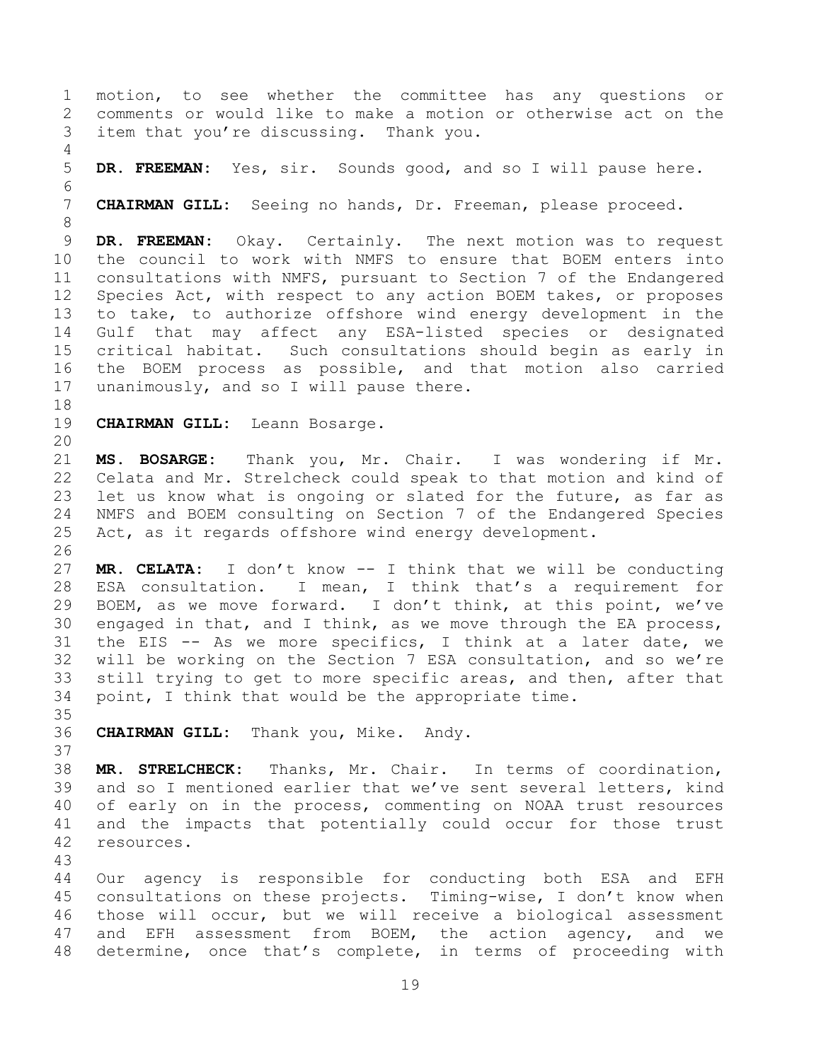motion, to see whether the committee has any questions or comments or would like to make a motion or otherwise act on the item that you're discussing. Thank you.

**DR. FREEMAN:** Yes, sir. Sounds good, and so I will pause here.

**CHAIRMAN GILL:** Seeing no hands, Dr. Freeman, please proceed.

**DR. FREEMAN:** Okay. Certainly. The next motion was to request the council to work with NMFS to ensure that BOEM enters into consultations with NMFS, pursuant to Section 7 of the Endangered Species Act, with respect to any action BOEM takes, or proposes to take, to authorize offshore wind energy development in the Gulf that may affect any ESA-listed species or designated critical habitat. Such consultations should begin as early in the BOEM process as possible, and that motion also carried unanimously, and so I will pause there.

**CHAIRMAN GILL:** Leann Bosarge.

**MS. BOSARGE:** Thank you, Mr. Chair. I was wondering if Mr. Celata and Mr. Strelcheck could speak to that motion and kind of let us know what is ongoing or slated for the future, as far as NMFS and BOEM consulting on Section 7 of the Endangered Species Act, as it regards offshore wind energy development.

**MR. CELATA:** I don't know -- I think that we will be conducting ESA consultation. I mean, I think that's a requirement for BOEM, as we move forward. I don't think, at this point, we've engaged in that, and I think, as we move through the EA process, the EIS -- As we more specifics, I think at a later date, we will be working on the Section 7 ESA consultation, and so we're still trying to get to more specific areas, and then, after that point, I think that would be the appropriate time.

**CHAIRMAN GILL:** Thank you, Mike. Andy.

**MR. STRELCHECK:** Thanks, Mr. Chair. In terms of coordination, and so I mentioned earlier that we've sent several letters, kind of early on in the process, commenting on NOAA trust resources and the impacts that potentially could occur for those trust resources.

Our agency is responsible for conducting both ESA and EFH consultations on these projects. Timing-wise, I don't know when those will occur, but we will receive a biological assessment and EFH assessment from BOEM, the action agency, and we determine, once that's complete, in terms of proceeding with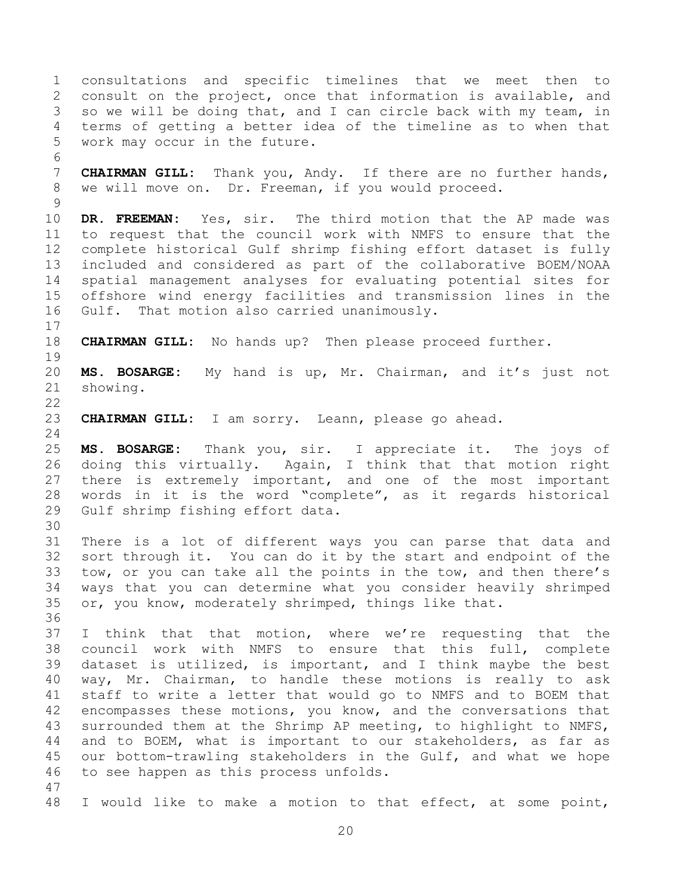consultations and specific timelines that we meet then to consult on the project, once that information is available, and so we will be doing that, and I can circle back with my team, in terms of getting a better idea of the timeline as to when that work may occur in the future.

**CHAIRMAN GILL:** Thank you, Andy. If there are no further hands, we will move on. Dr. Freeman, if you would proceed.

**DR. FREEMAN:** Yes, sir. The third motion that the AP made was to request that the council work with NMFS to ensure that the complete historical Gulf shrimp fishing effort dataset is fully included and considered as part of the collaborative BOEM/NOAA spatial management analyses for evaluating potential sites for offshore wind energy facilities and transmission lines in the Gulf. That motion also carried unanimously.

**CHAIRMAN GILL:** No hands up? Then please proceed further.

**MS. BOSARGE:** My hand is up, Mr. Chairman, and it's just not showing.

**CHAIRMAN GILL:** I am sorry. Leann, please go ahead.

**MS. BOSARGE:** Thank you, sir. I appreciate it. The joys of doing this virtually. Again, I think that that motion right there is extremely important, and one of the most important words in it is the word "complete", as it regards historical Gulf shrimp fishing effort data.

There is a lot of different ways you can parse that data and sort through it. You can do it by the start and endpoint of the tow, or you can take all the points in the tow, and then there's ways that you can determine what you consider heavily shrimped or, you know, moderately shrimped, things like that.

I think that that motion, where we're requesting that the council work with NMFS to ensure that this full, complete dataset is utilized, is important, and I think maybe the best way, Mr. Chairman, to handle these motions is really to ask staff to write a letter that would go to NMFS and to BOEM that encompasses these motions, you know, and the conversations that surrounded them at the Shrimp AP meeting, to highlight to NMFS, and to BOEM, what is important to our stakeholders, as far as our bottom-trawling stakeholders in the Gulf, and what we hope to see happen as this process unfolds.

I would like to make a motion to that effect, at some point,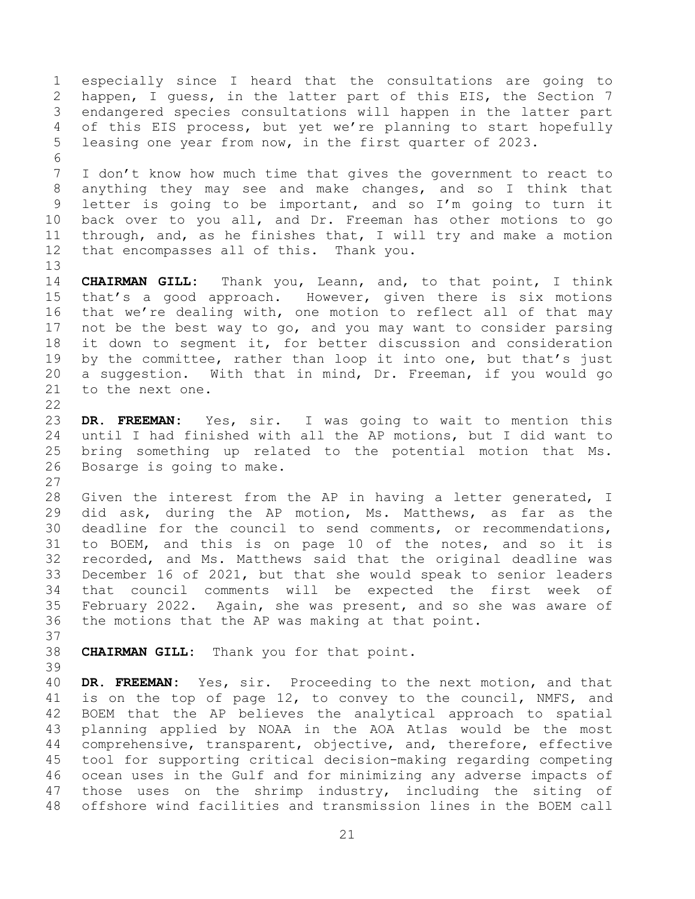especially since I heard that the consultations are going to happen, I guess, in the latter part of this EIS, the Section 7 endangered species consultations will happen in the latter part of this EIS process, but yet we're planning to start hopefully leasing one year from now, in the first quarter of 2023.

I don't know how much time that gives the government to react to anything they may see and make changes, and so I think that letter is going to be important, and so I'm going to turn it back over to you all, and Dr. Freeman has other motions to go through, and, as he finishes that, I will try and make a motion that encompasses all of this. Thank you.

**CHAIRMAN GILL:** Thank you, Leann, and, to that point, I think that's a good approach. However, given there is six motions that we're dealing with, one motion to reflect all of that may not be the best way to go, and you may want to consider parsing it down to segment it, for better discussion and consideration by the committee, rather than loop it into one, but that's just a suggestion. With that in mind, Dr. Freeman, if you would go to the next one.

**DR. FREEMAN:** Yes, sir. I was going to wait to mention this until I had finished with all the AP motions, but I did want to bring something up related to the potential motion that Ms. Bosarge is going to make.

Given the interest from the AP in having a letter generated, I did ask, during the AP motion, Ms. Matthews, as far as the deadline for the council to send comments, or recommendations, to BOEM, and this is on page 10 of the notes, and so it is recorded, and Ms. Matthews said that the original deadline was December 16 of 2021, but that she would speak to senior leaders that council comments will be expected the first week of February 2022. Again, she was present, and so she was aware of the motions that the AP was making at that point.

**CHAIRMAN GILL:** Thank you for that point.

**DR. FREEMAN:** Yes, sir. Proceeding to the next motion, and that is on the top of page 12, to convey to the council, NMFS, and BOEM that the AP believes the analytical approach to spatial planning applied by NOAA in the AOA Atlas would be the most comprehensive, transparent, objective, and, therefore, effective tool for supporting critical decision-making regarding competing ocean uses in the Gulf and for minimizing any adverse impacts of those uses on the shrimp industry, including the siting of offshore wind facilities and transmission lines in the BOEM call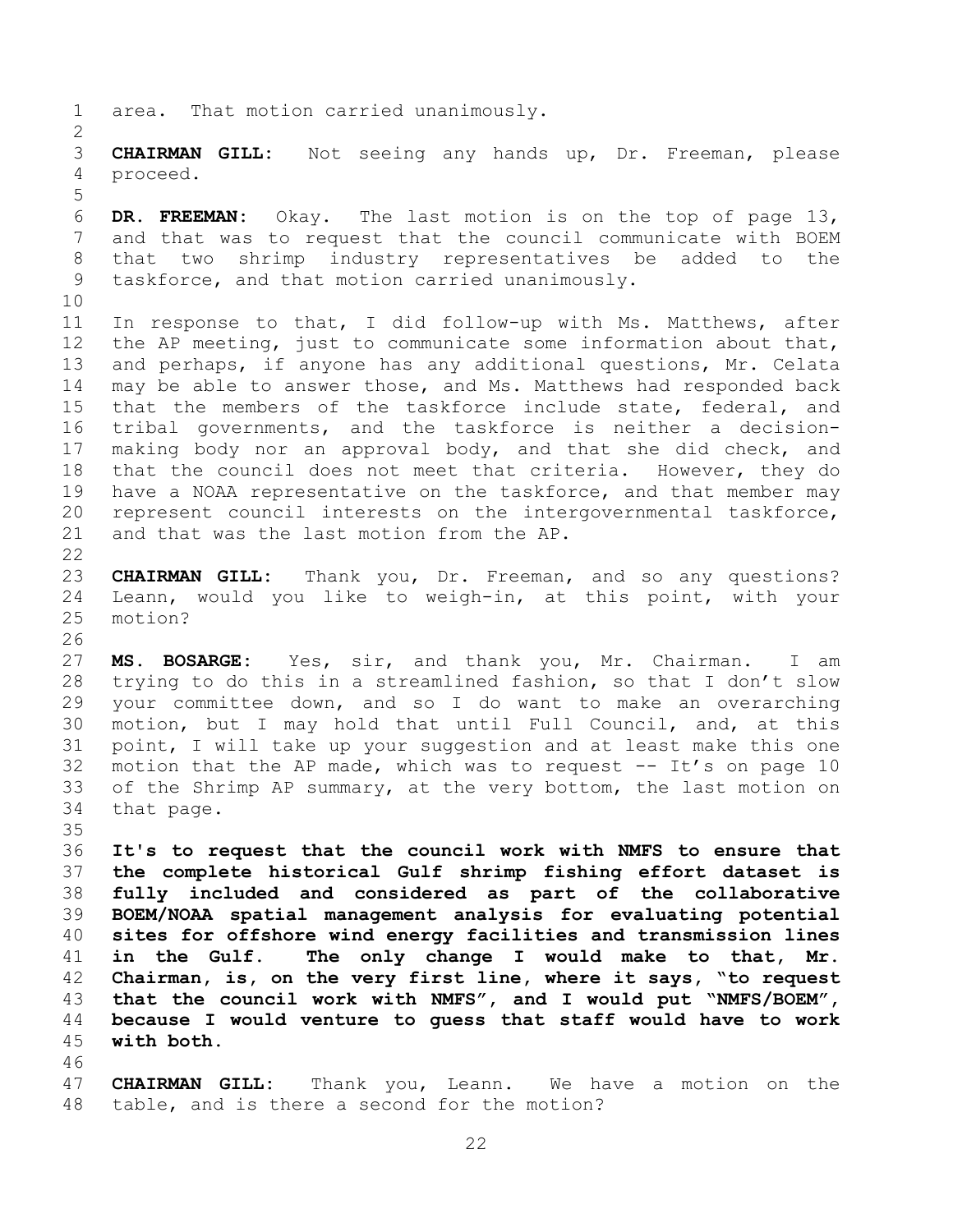area. That motion carried unanimously.

**CHAIRMAN GILL:** Not seeing any hands up, Dr. Freeman, please proceed.

**DR. FREEMAN:** Okay. The last motion is on the top of page 13, and that was to request that the council communicate with BOEM that two shrimp industry representatives be added to the taskforce, and that motion carried unanimously.

In response to that, I did follow-up with Ms. Matthews, after the AP meeting, just to communicate some information about that, and perhaps, if anyone has any additional questions, Mr. Celata may be able to answer those, and Ms. Matthews had responded back that the members of the taskforce include state, federal, and tribal governments, and the taskforce is neither a decision-making body nor an approval body, and that she did check, and that the council does not meet that criteria. However, they do have a NOAA representative on the taskforce, and that member may represent council interests on the intergovernmental taskforce, and that was the last motion from the AP.

**CHAIRMAN GILL:** Thank you, Dr. Freeman, and so any questions? Leann, would you like to weigh-in, at this point, with your motion?

**MS. BOSARGE:** Yes, sir, and thank you, Mr. Chairman. I am trying to do this in a streamlined fashion, so that I don't slow your committee down, and so I do want to make an overarching motion, but I may hold that until Full Council, and, at this point, I will take up your suggestion and at least make this one motion that the AP made, which was to request -- It's on page 10 of the Shrimp AP summary, at the very bottom, the last motion on that page.

**It's to request that the council work with NMFS to ensure that the complete historical Gulf shrimp fishing effort dataset is fully included and considered as part of the collaborative BOEM/NOAA spatial management analysis for evaluating potential sites for offshore wind energy facilities and transmission lines in the Gulf. The only change I would make to that, Mr. Chairman, is, on the very first line, where it says, "to request that the council work with NMFS", and I would put "NMFS/BOEM", because I would venture to guess that staff would have to work with both.**

**CHAIRMAN GILL:** Thank you, Leann. We have a motion on the table, and is there a second for the motion?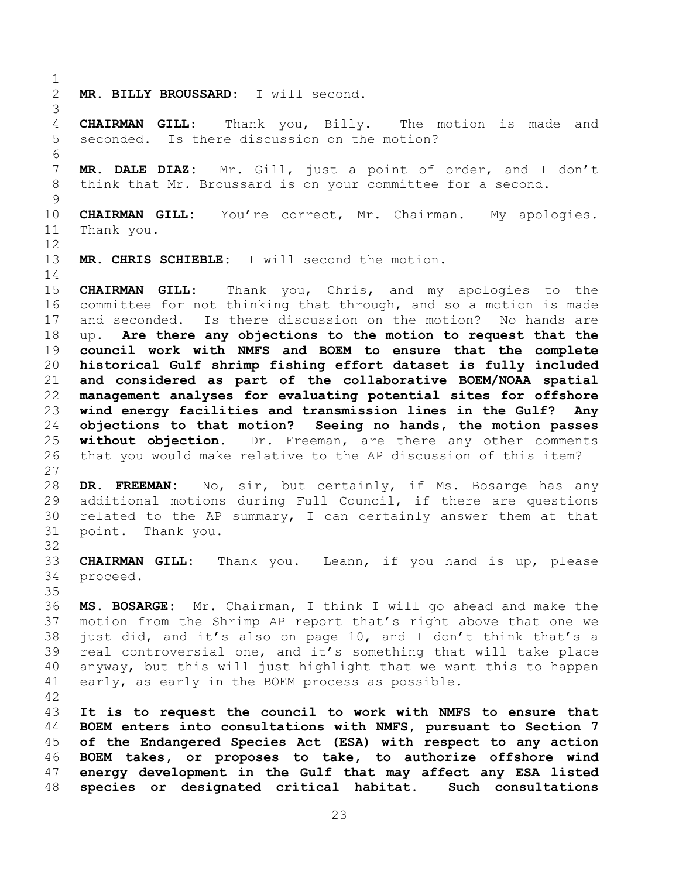**MR. BILLY BROUSSARD:** I will second.

**CHAIRMAN GILL:** Thank you, Billy. The motion is made and seconded. Is there discussion on the motion?

**MR. DALE DIAZ:** Mr. Gill, just a point of order, and I don't think that Mr. Broussard is on your committee for a second.

**CHAIRMAN GILL:** You're correct, Mr. Chairman. My apologies. Thank you.

**MR. CHRIS SCHIEBLE:** I will second the motion.

**CHAIRMAN GILL:** Thank you, Chris, and my apologies to the committee for not thinking that through, and so a motion is made and seconded. Is there discussion on the motion? No hands are up. **Are there any objections to the motion to request that the council work with NMFS and BOEM to ensure that the complete historical Gulf shrimp fishing effort dataset is fully included and considered as part of the collaborative BOEM/NOAA spatial management analyses for evaluating potential sites for offshore wind energy facilities and transmission lines in the Gulf? Any objections to that motion? Seeing no hands, the motion passes without objection.** Dr. Freeman, are there any other comments that you would make relative to the AP discussion of this item?

**DR. FREEMAN:** No, sir, but certainly, if Ms. Bosarge has any additional motions during Full Council, if there are questions related to the AP summary, I can certainly answer them at that point. Thank you.

**CHAIRMAN GILL:** Thank you. Leann, if you hand is up, please proceed.

**MS. BOSARGE:** Mr. Chairman, I think I will go ahead and make the motion from the Shrimp AP report that's right above that one we just did, and it's also on page 10, and I don't think that's a real controversial one, and it's something that will take place anyway, but this will just highlight that we want this to happen early, as early in the BOEM process as possible.

**It is to request the council to work with NMFS to ensure that BOEM enters into consultations with NMFS, pursuant to Section 7 of the Endangered Species Act (ESA) with respect to any action BOEM takes, or proposes to take, to authorize offshore wind energy development in the Gulf that may affect any ESA listed species or designated critical habitat. Such consultations**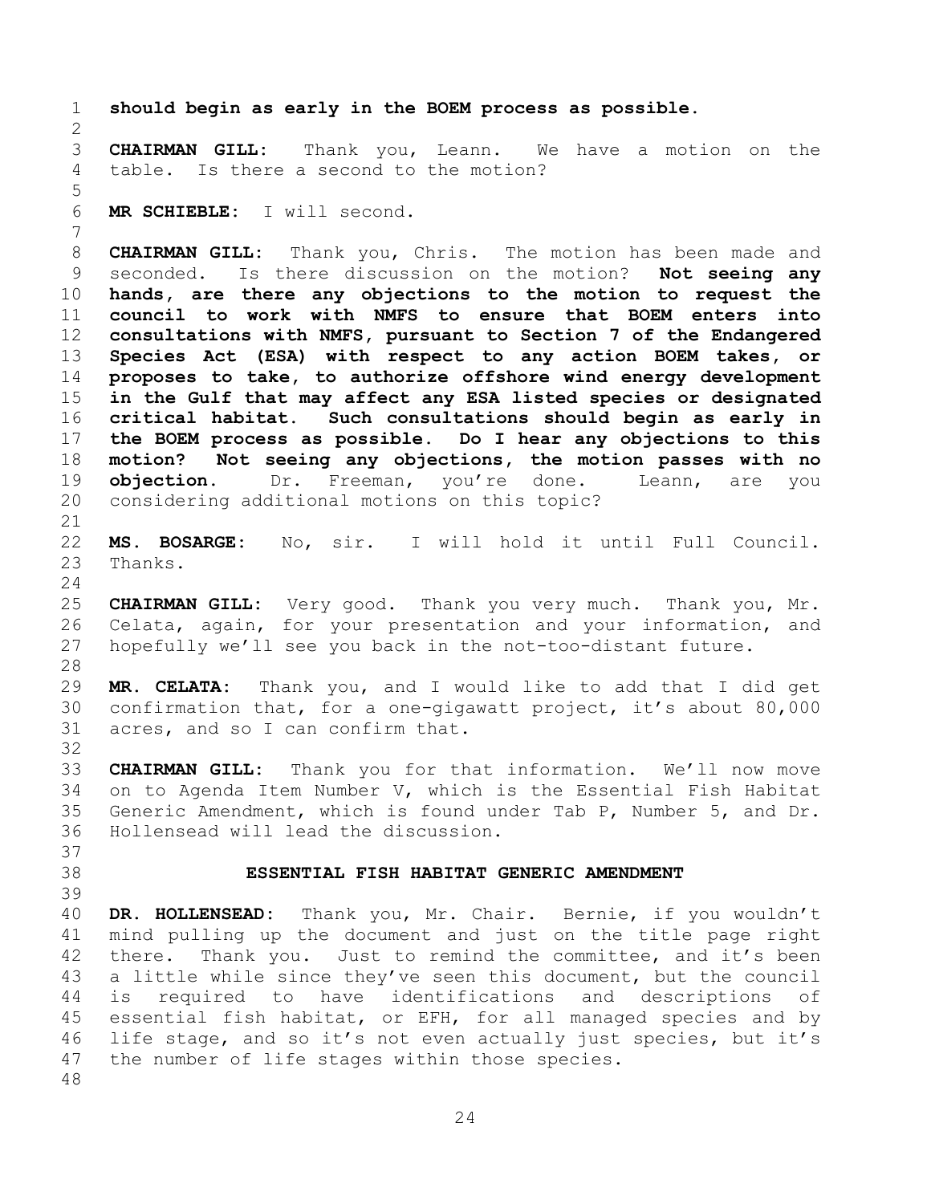**should begin as early in the BOEM process as possible.**

**CHAIRMAN GILL:** Thank you, Leann. We have a motion on the table. Is there a second to the motion?

**MR SCHIEBLE:** I will second.

**CHAIRMAN GILL:** Thank you, Chris. The motion has been made and seconded. Is there discussion on the motion? **Not seeing any hands, are there any objections to the motion to request the council to work with NMFS to ensure that BOEM enters into consultations with NMFS, pursuant to Section 7 of the Endangered Species Act (ESA) with respect to any action BOEM takes, or proposes to take, to authorize offshore wind energy development in the Gulf that may affect any ESA listed species or designated critical habitat. Such consultations should begin as early in the BOEM process as possible. Do I hear any objections to this motion? Not seeing any objections, the motion passes with no objection.** Dr. Freeman, you're done. Leann, are you considering additional motions on this topic?

**MS. BOSARGE:** No, sir. I will hold it until Full Council. Thanks.

**CHAIRMAN GILL:** Very good. Thank you very much. Thank you, Mr. Celata, again, for your presentation and your information, and hopefully we'll see you back in the not-too-distant future.

**MR. CELATA:** Thank you, and I would like to add that I did get confirmation that, for a one-gigawatt project, it's about 80,000 acres, and so I can confirm that.

**CHAIRMAN GILL:** Thank you for that information. We'll now move on to Agenda Item Number V, which is the Essential Fish Habitat Generic Amendment, which is found under Tab P, Number 5, and Dr. Hollensead will lead the discussion.

## ESSENTIAL FISH HABITAT GENERIC AMENDMENT

**DR. HOLLENSEAD:** Thank you, Mr. Chair. Bernie, if you wouldn't mind pulling up the document and just on the title page right there. Thank you. Just to remind the committee, and it's been a little while since they've seen this document, but the council is required to have identifications and descriptions of essential fish habitat, or EFH, for all managed species and by life stage, and so it's not even actually just species, but it's the number of life stages within those species.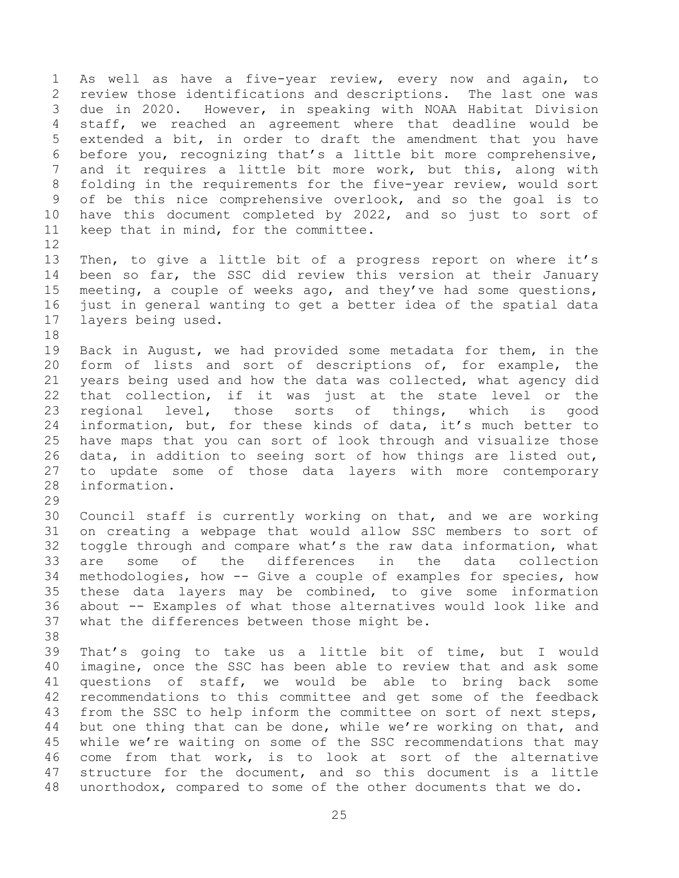As well as have a five-year review, every now and again, to review those identifications and descriptions. The last one was due in 2020. However, in speaking with NOAA Habitat Division staff, we reached an agreement where that deadline would be extended a bit, in order to draft the amendment that you have before you, recognizing that's a little bit more comprehensive, and it requires a little bit more work, but this, along with folding in the requirements for the five-year review, would sort of be this nice comprehensive overlook, and so the goal is to have this document completed by 2022, and so just to sort of keep that in mind, for the committee.

Then, to give a little bit of a progress report on where it's been so far, the SSC did review this version at their January meeting, a couple of weeks ago, and they've had some questions, just in general wanting to get a better idea of the spatial data layers being used.

Back in August, we had provided some metadata for them, in the form of lists and sort of descriptions of, for example, the years being used and how the data was collected, what agency did that collection, if it was just at the state level or the regional level, those sorts of things, which is good information, but, for these kinds of data, it's much better to have maps that you can sort of look through and visualize those data, in addition to seeing sort of how things are listed out, to update some of those data layers with more contemporary information.

Council staff is currently working on that, and we are working on creating a webpage that would allow SSC members to sort of toggle through and compare what's the raw data information, what are some of the differences in the data collection methodologies, how -- Give a couple of examples for species, how these data layers may be combined, to give some information about -- Examples of what those alternatives would look like and what the differences between those might be.

That's going to take us a little bit of time, but I would imagine, once the SSC has been able to review that and ask some questions of staff, we would be able to bring back some recommendations to this committee and get some of the feedback from the SSC to help inform the committee on sort of next steps, but one thing that can be done, while we're working on that, and while we're waiting on some of the SSC recommendations that may come from that work, is to look at sort of the alternative structure for the document, and so this document is a little unorthodox, compared to some of the other documents that we do.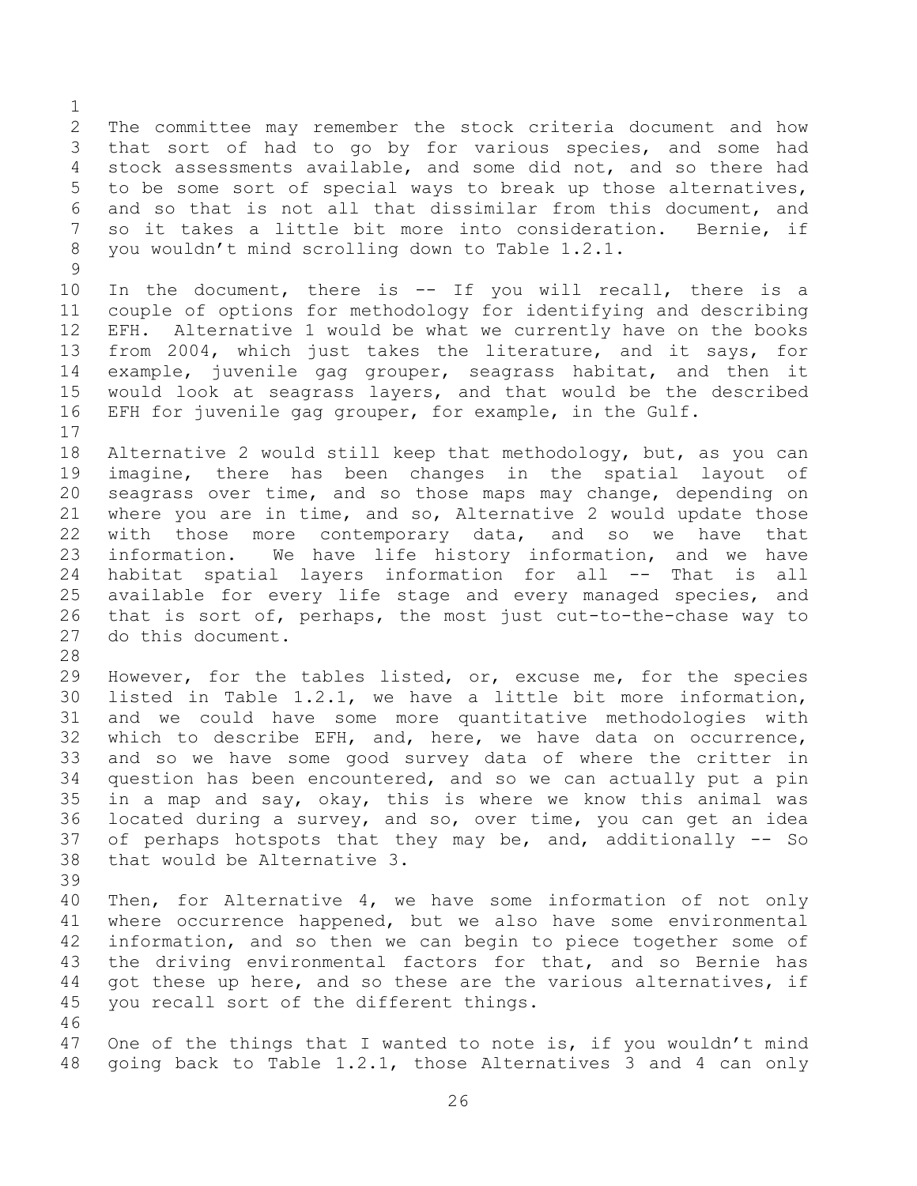The committee may remember the stock criteria document and how that sort of had to go by for various species, and some had stock assessments available, and some did not, and so there had to be some sort of special ways to break up those alternatives, and so that is not all that dissimilar from this document, and so it takes a little bit more into consideration. Bernie, if you wouldn't mind scrolling down to Table 1.2.1.

In the document, there is -- If you will recall, there is a couple of options for methodology for identifying and describing EFH. Alternative 1 would be what we currently have on the books from 2004, which just takes the literature, and it says, for example, juvenile gag grouper, seagrass habitat, and then it would look at seagrass layers, and that would be the described EFH for juvenile gag grouper, for example, in the Gulf.

Alternative 2 would still keep that methodology, but, as you can imagine, there has been changes in the spatial layout of seagrass over time, and so those maps may change, depending on where you are in time, and so, Alternative 2 would update those with those more contemporary data, and so we have that information. We have life history information, and we have habitat spatial layers information for all -- That is all available for every life stage and every managed species, and that is sort of, perhaps, the most just cut-to-the-chase way to do this document.

However, for the tables listed, or, excuse me, for the species listed in Table 1.2.1, we have a little bit more information, and we could have some more quantitative methodologies with which to describe EFH, and, here, we have data on occurrence, and so we have some good survey data of where the critter in question has been encountered, and so we can actually put a pin in a map and say, okay, this is where we know this animal was located during a survey, and so, over time, you can get an idea of perhaps hotspots that they may be, and, additionally -- So that would be Alternative 3.

Then, for Alternative 4, we have some information of not only where occurrence happened, but we also have some environmental information, and so then we can begin to piece together some of the driving environmental factors for that, and so Bernie has got these up here, and so these are the various alternatives, if you recall sort of the different things.

One of the things that I wanted to note is, if you wouldn't mind going back to Table 1.2.1, those Alternatives 3 and 4 can only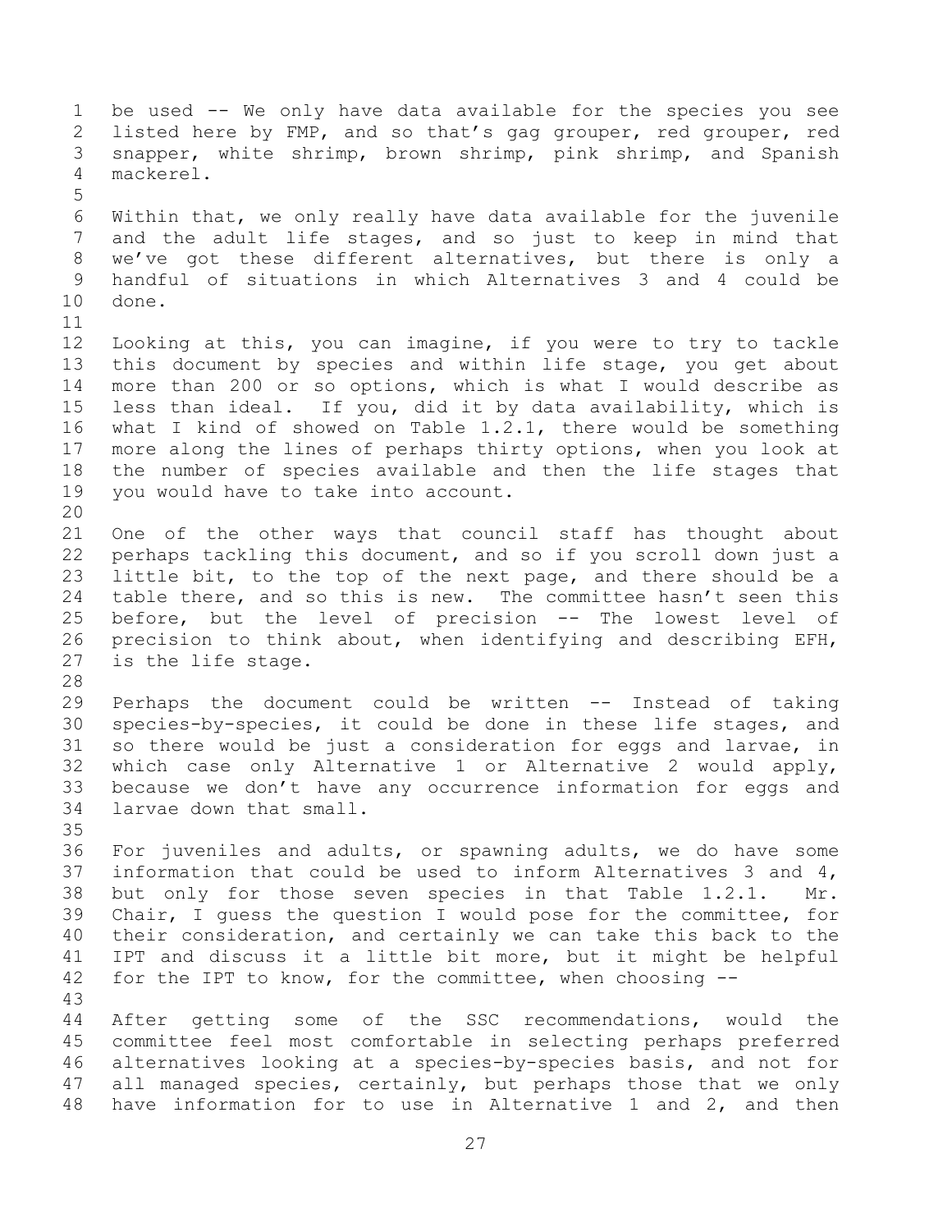be used -- We only have data available for the species you see listed here by FMP, and so that's gag grouper, red grouper, red snapper, white shrimp, brown shrimp, pink shrimp, and Spanish mackerel.

Within that, we only really have data available for the juvenile and the adult life stages, and so just to keep in mind that we've got these different alternatives, but there is only a handful of situations in which Alternatives 3 and 4 could be done.

Looking at this, you can imagine, if you were to try to tackle this document by species and within life stage, you get about more than 200 or so options, which is what I would describe as less than ideal. If you, did it by data availability, which is what I kind of showed on Table 1.2.1, there would be something more along the lines of perhaps thirty options, when you look at the number of species available and then the life stages that you would have to take into account.

One of the other ways that council staff has thought about perhaps tackling this document, and so if you scroll down just a little bit, to the top of the next page, and there should be a table there, and so this is new. The committee hasn't seen this before, but the level of precision -- The lowest level of precision to think about, when identifying and describing EFH, is the life stage.

Perhaps the document could be written -- Instead of taking species-by-species, it could be done in these life stages, and so there would be just a consideration for eggs and larvae, in which case only Alternative 1 or Alternative 2 would apply, because we don't have any occurrence information for eggs and larvae down that small.

For juveniles and adults, or spawning adults, we do have some information that could be used to inform Alternatives 3 and 4, but only for those seven species in that Table 1.2.1. Mr. Chair, I guess the question I would pose for the committee, for their consideration, and certainly we can take this back to the IPT and discuss it a little bit more, but it might be helpful for the IPT to know, for the committee, when choosing --

After getting some of the SSC recommendations, would the committee feel most comfortable in selecting perhaps preferred alternatives looking at a species-by-species basis, and not for all managed species, certainly, but perhaps those that we only have information for to use in Alternative 1 and 2, and then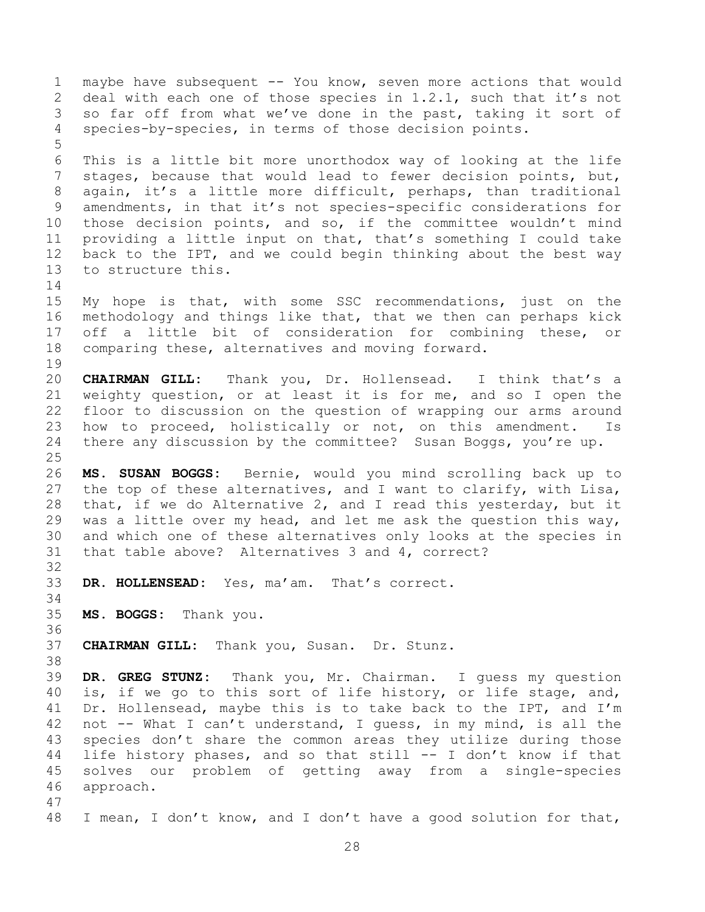maybe have subsequent -- You know, seven more actions that would deal with each one of those species in 1.2.1, such that it's not so far off from what we've done in the past, taking it sort of species-by-species, in terms of those decision points.

This is a little bit more unorthodox way of looking at the life stages, because that would lead to fewer decision points, but, again, it's a little more difficult, perhaps, than traditional amendments, in that it's not species-specific considerations for those decision points, and so, if the committee wouldn't mind providing a little input on that, that's something I could take back to the IPT, and we could begin thinking about the best way to structure this.

My hope is that, with some SSC recommendations, just on the methodology and things like that, that we then can perhaps kick off a little bit of consideration for combining these, or comparing these, alternatives and moving forward.

**CHAIRMAN GILL:** Thank you, Dr. Hollensead. I think that's a weighty question, or at least it is for me, and so I open the floor to discussion on the question of wrapping our arms around how to proceed, holistically or not, on this amendment. Is there any discussion by the committee? Susan Boggs, you're up.

**MS. SUSAN BOGGS:** Bernie, would you mind scrolling back up to the top of these alternatives, and I want to clarify, with Lisa, that, if we do Alternative 2, and I read this yesterday, but it was a little over my head, and let me ask the question this way, and which one of these alternatives only looks at the species in that table above? Alternatives 3 and 4, correct?

**DR. HOLLENSEAD:** Yes, ma'am. That's correct.

**MS. BOGGS:** Thank you.

**CHAIRMAN GILL:** Thank you, Susan. Dr. Stunz.

**DR. GREG STUNZ:** Thank you, Mr. Chairman. I guess my question is, if we go to this sort of life history, or life stage, and, Dr. Hollensead, maybe this is to take back to the IPT, and I'm not -- What I can't understand, I guess, in my mind, is all the species don't share the common areas they utilize during those life history phases, and so that still -- I don't know if that solves our problem of getting away from a single-species approach.

I mean, I don't know, and I don't have a good solution for that,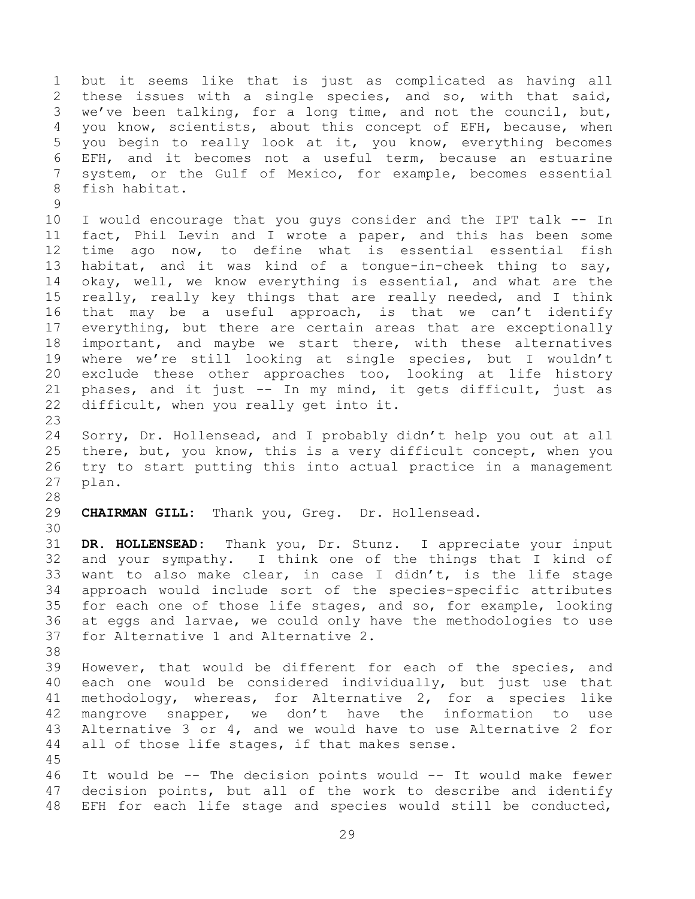but it seems like that is just as complicated as having all these issues with a single species, and so, with that said, we've been talking, for a long time, and not the council, but, you know, scientists, about this concept of EFH, because, when you begin to really look at it, you know, everything becomes EFH, and it becomes not a useful term, because an estuarine system, or the Gulf of Mexico, for example, becomes essential fish habitat.

I would encourage that you guys consider and the IPT talk -- In fact, Phil Levin and I wrote a paper, and this has been some time ago now, to define what is essential essential fish habitat, and it was kind of a tongue-in-cheek thing to say, okay, well, we know everything is essential, and what are the really, really key things that are really needed, and I think that may be a useful approach, is that we can't identify everything, but there are certain areas that are exceptionally important, and maybe we start there, with these alternatives where we're still looking at single species, but I wouldn't exclude these other approaches too, looking at life history phases, and it just -- In my mind, it gets difficult, just as difficult, when you really get into it.

Sorry, Dr. Hollensead, and I probably didn't help you out at all there, but, you know, this is a very difficult concept, when you try to start putting this into actual practice in a management plan.

**CHAIRMAN GILL:** Thank you, Greg. Dr. Hollensead.

**DR. HOLLENSEAD:** Thank you, Dr. Stunz. I appreciate your input and your sympathy. I think one of the things that I kind of want to also make clear, in case I didn't, is the life stage approach would include sort of the species-specific attributes for each one of those life stages, and so, for example, looking at eggs and larvae, we could only have the methodologies to use for Alternative 1 and Alternative 2.

However, that would be different for each of the species, and each one would be considered individually, but just use that methodology, whereas, for Alternative 2, for a species like mangrove snapper, we don't have the information to use Alternative 3 or 4, and we would have to use Alternative 2 for all of those life stages, if that makes sense.

It would be -- The decision points would -- It would make fewer decision points, but all of the work to describe and identify EFH for each life stage and species would still be conducted,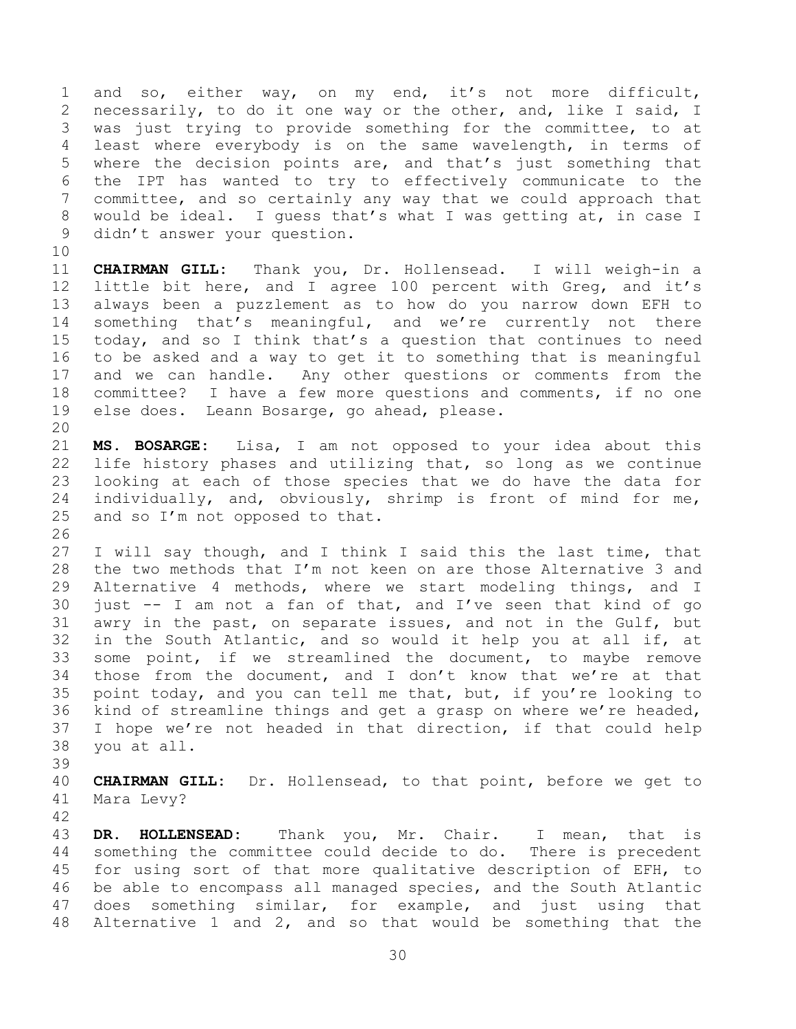and so, either way, on my end, it's not more difficult, necessarily, to do it one way or the other, and, like I said, I was just trying to provide something for the committee, to at least where everybody is on the same wavelength, in terms of where the decision points are, and that's just something that the IPT has wanted to try to effectively communicate to the committee, and so certainly any way that we could approach that would be ideal. I guess that's what I was getting at, in case I didn't answer your question.

**CHAIRMAN GILL:** Thank you, Dr. Hollensead. I will weigh-in a little bit here, and I agree 100 percent with Greg, and it's always been a puzzlement as to how do you narrow down EFH to something that's meaningful, and we're currently not there today, and so I think that's a question that continues to need to be asked and a way to get it to something that is meaningful and we can handle. Any other questions or comments from the committee? I have a few more questions and comments, if no one else does. Leann Bosarge, go ahead, please.

**MS. BOSARGE:** Lisa, I am not opposed to your idea about this life history phases and utilizing that, so long as we continue looking at each of those species that we do have the data for individually, and, obviously, shrimp is front of mind for me, and so I'm not opposed to that.

I will say though, and I think I said this the last time, that the two methods that I'm not keen on are those Alternative 3 and Alternative 4 methods, where we start modeling things, and I just -- I am not a fan of that, and I've seen that kind of go awry in the past, on separate issues, and not in the Gulf, but in the South Atlantic, and so would it help you at all if, at some point, if we streamlined the document, to maybe remove those from the document, and I don't know that we're at that point today, and you can tell me that, but, if you're looking to kind of streamline things and get a grasp on where we're headed, I hope we're not headed in that direction, if that could help you at all.

**CHAIRMAN GILL:** Dr. Hollensead, to that point, before we get to Mara Levy?

**DR. HOLLENSEAD:** Thank you, Mr. Chair. I mean, that is something the committee could decide to do. There is precedent for using sort of that more qualitative description of EFH, to be able to encompass all managed species, and the South Atlantic does something similar, for example, and just using that Alternative 1 and 2, and so that would be something that the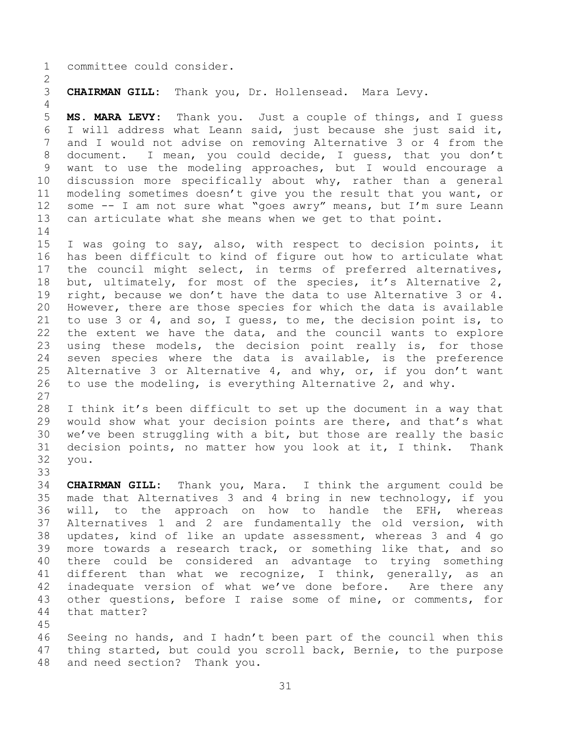committee could consider.

**CHAIRMAN GILL:** Thank you, Dr. Hollensead. Mara Levy.

**MS. MARA LEVY:** Thank you. Just a couple of things, and I guess I will address what Leann said, just because she just said it, and I would not advise on removing Alternative 3 or 4 from the document. I mean, you could decide, I guess, that you don't want to use the modeling approaches, but I would encourage a discussion more specifically about why, rather than a general modeling sometimes doesn't give you the result that you want, or some -- I am not sure what "goes awry" means, but I'm sure Leann can articulate what she means when we get to that point.

I was going to say, also, with respect to decision points, it has been difficult to kind of figure out how to articulate what the council might select, in terms of preferred alternatives, but, ultimately, for most of the species, it's Alternative 2, right, because we don't have the data to use Alternative 3 or 4. However, there are those species for which the data is available to use 3 or 4, and so, I guess, to me, the decision point is, to the extent we have the data, and the council wants to explore using these models, the decision point really is, for those seven species where the data is available, is the preference Alternative 3 or Alternative 4, and why, or, if you don't want to use the modeling, is everything Alternative 2, and why.

I think it's been difficult to set up the document in a way that would show what your decision points are there, and that's what we've been struggling with a bit, but those are really the basic decision points, no matter how you look at it, I think. Thank you.

**CHAIRMAN GILL:** Thank you, Mara. I think the argument could be made that Alternatives 3 and 4 bring in new technology, if you will, to the approach on how to handle the EFH, whereas Alternatives 1 and 2 are fundamentally the old version, with updates, kind of like an update assessment, whereas 3 and 4 go more towards a research track, or something like that, and so there could be considered an advantage to trying something different than what we recognize, I think, generally, as an inadequate version of what we've done before. Are there any other questions, before I raise some of mine, or comments, for that matter?

Seeing no hands, and I hadn't been part of the council when this thing started, but could you scroll back, Bernie, to the purpose and need section? Thank you.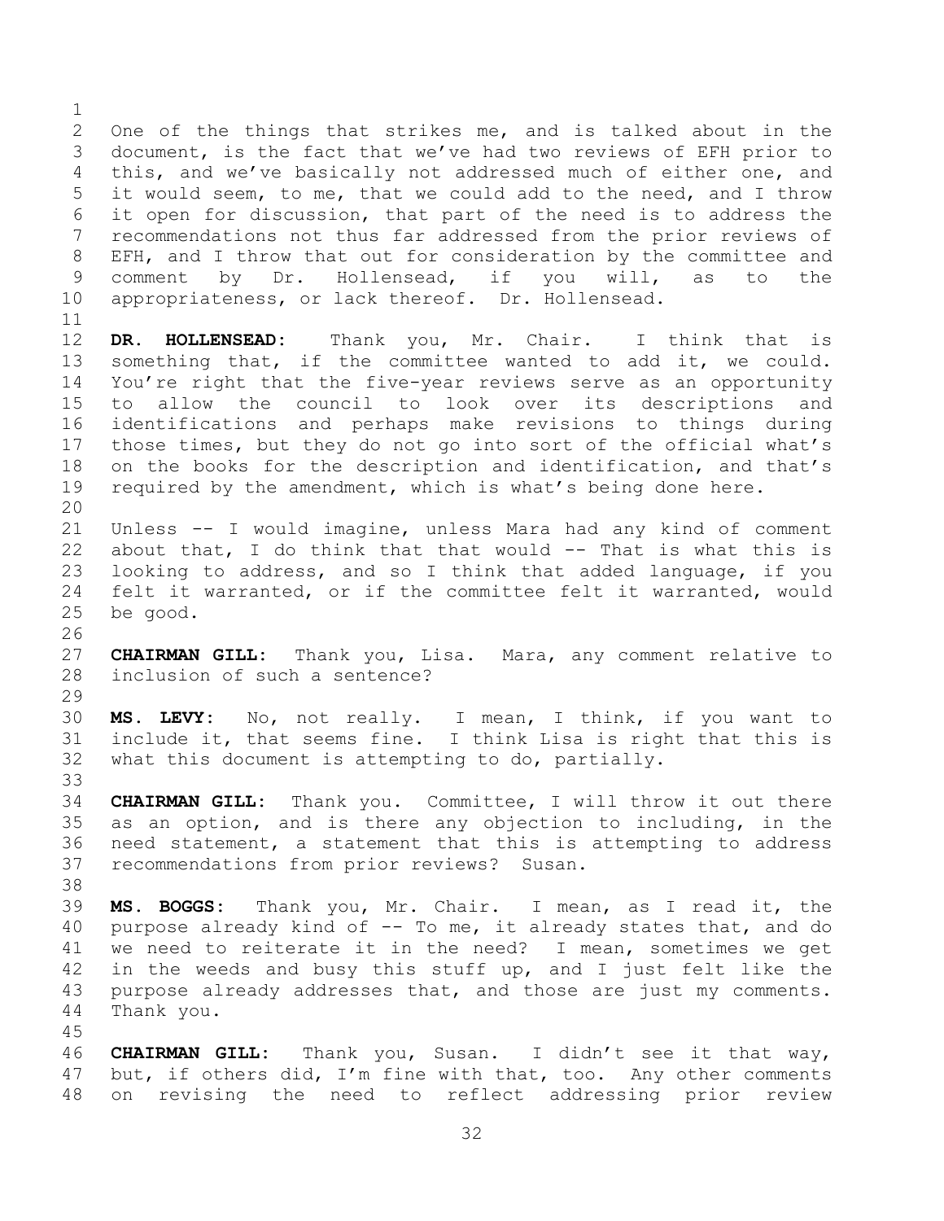One of the things that strikes me, and is talked about in the document, is the fact that we've had two reviews of EFH prior to this, and we've basically not addressed much of either one, and it would seem, to me, that we could add to the need, and I throw it open for discussion, that part of the need is to address the recommendations not thus far addressed from the prior reviews of EFH, and I throw that out for consideration by the committee and comment by Dr. Hollensead, if you will, as to the appropriateness, or lack thereof. Dr. Hollensead.

**DR. HOLLENSEAD:** Thank you, Mr. Chair. I think that is something that, if the committee wanted to add it, we could. You're right that the five-year reviews serve as an opportunity to allow the council to look over its descriptions and identifications and perhaps make revisions to things during those times, but they do not go into sort of the official what's on the books for the description and identification, and that's required by the amendment, which is what's being done here.

Unless -- I would imagine, unless Mara had any kind of comment about that, I do think that that would -- That is what this is looking to address, and so I think that added language, if you felt it warranted, or if the committee felt it warranted, would be good.

**CHAIRMAN GILL:** Thank you, Lisa. Mara, any comment relative to inclusion of such a sentence?

**MS. LEVY:** No, not really. I mean, I think, if you want to include it, that seems fine. I think Lisa is right that this is what this document is attempting to do, partially.

**CHAIRMAN GILL:** Thank you. Committee, I will throw it out there as an option, and is there any objection to including, in the need statement, a statement that this is attempting to address recommendations from prior reviews? Susan.

**MS. BOGGS:** Thank you, Mr. Chair. I mean, as I read it, the purpose already kind of -- To me, it already states that, and do we need to reiterate it in the need? I mean, sometimes we get in the weeds and busy this stuff up, and I just felt like the purpose already addresses that, and those are just my comments. Thank you.

**CHAIRMAN GILL:** Thank you, Susan. I didn't see it that way, but, if others did, I'm fine with that, too. Any other comments on revising the need to reflect addressing prior review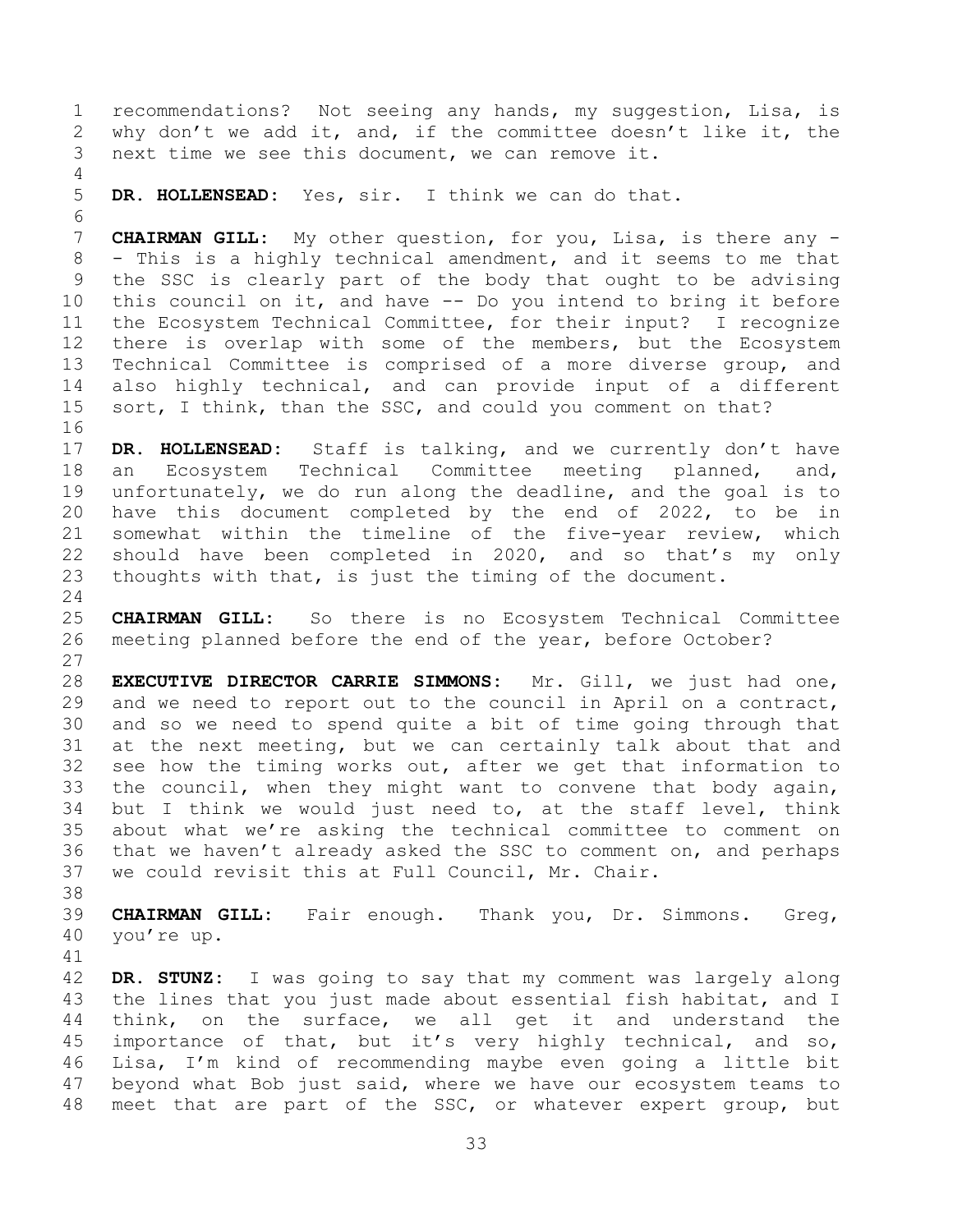recommendations? Not seeing any hands, my suggestion, Lisa, is why don't we add it, and, if the committee doesn't like it, the next time we see this document, we can remove it.

**DR. HOLLENSEAD:** Yes, sir. I think we can do that.

**CHAIRMAN GILL:** My other question, for you, Lisa, is there any -- This is a highly technical amendment, and it seems to me that the SSC is clearly part of the body that ought to be advising this council on it, and have -- Do you intend to bring it before the Ecosystem Technical Committee, for their input? I recognize there is overlap with some of the members, but the Ecosystem Technical Committee is comprised of a more diverse group, and also highly technical, and can provide input of a different sort, I think, than the SSC, and could you comment on that?

**DR. HOLLENSEAD:** Staff is talking, and we currently don't have an Ecosystem Technical Committee meeting planned, and, unfortunately, we do run along the deadline, and the goal is to have this document completed by the end of 2022, to be in somewhat within the timeline of the five-year review, which should have been completed in 2020, and so that's my only thoughts with that, is just the timing of the document.

**CHAIRMAN GILL:** So there is no Ecosystem Technical Committee meeting planned before the end of the year, before October?

**EXECUTIVE DIRECTOR CARRIE SIMMONS:** Mr. Gill, we just had one, and we need to report out to the council in April on a contract, and so we need to spend quite a bit of time going through that at the next meeting, but we can certainly talk about that and see how the timing works out, after we get that information to the council, when they might want to convene that body again, but I think we would just need to, at the staff level, think about what we're asking the technical committee to comment on that we haven't already asked the SSC to comment on, and perhaps we could revisit this at Full Council, Mr. Chair.

**CHAIRMAN GILL:** Fair enough. Thank you, Dr. Simmons. Greg, you're up.

**DR. STUNZ:** I was going to say that my comment was largely along the lines that you just made about essential fish habitat, and I think, on the surface, we all get it and understand the importance of that, but it's very highly technical, and so, Lisa, I'm kind of recommending maybe even going a little bit beyond what Bob just said, where we have our ecosystem teams to meet that are part of the SSC, or whatever expert group, but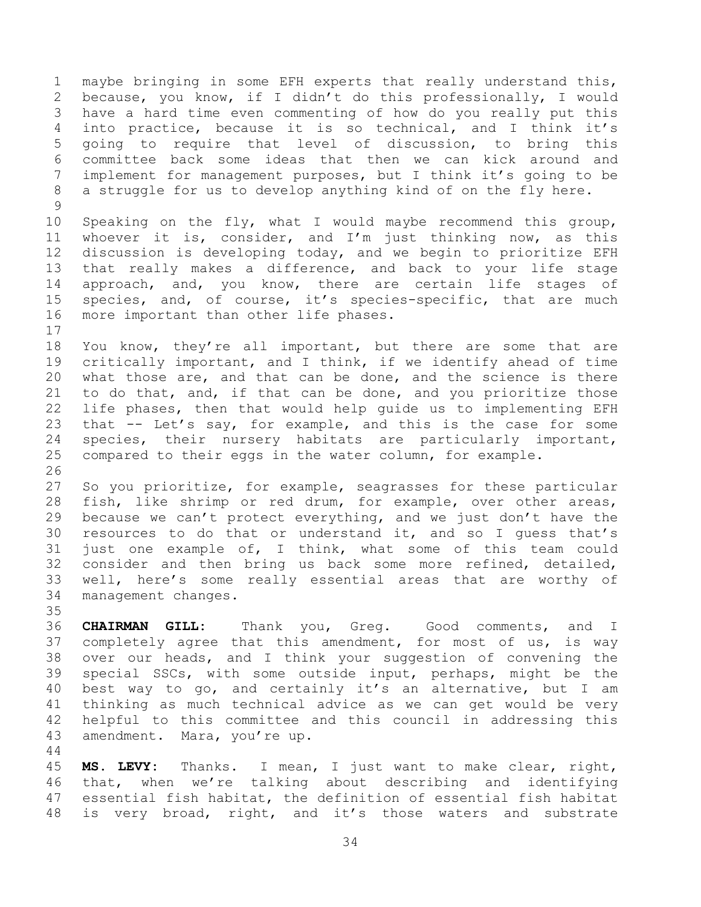maybe bringing in some EFH experts that really understand this, because, you know, if I didn't do this professionally, I would have a hard time even commenting of how do you really put this into practice, because it is so technical, and I think it's going to require that level of discussion, to bring this committee back some ideas that then we can kick around and implement for management purposes, but I think it's going to be a struggle for us to develop anything kind of on the fly here.

Speaking on the fly, what I would maybe recommend this group, whoever it is, consider, and I'm just thinking now, as this discussion is developing today, and we begin to prioritize EFH that really makes a difference, and back to your life stage approach, and, you know, there are certain life stages of species, and, of course, it's species-specific, that are much more important than other life phases.

You know, they're all important, but there are some that are critically important, and I think, if we identify ahead of time what those are, and that can be done, and the science is there to do that, and, if that can be done, and you prioritize those life phases, then that would help guide us to implementing EFH that -- Let's say, for example, and this is the case for some species, their nursery habitats are particularly important, compared to their eggs in the water column, for example.

So you prioritize, for example, seagrasses for these particular fish, like shrimp or red drum, for example, over other areas, because we can't protect everything, and we just don't have the resources to do that or understand it, and so I guess that's just one example of, I think, what some of this team could consider and then bring us back some more refined, detailed, well, here's some really essential areas that are worthy of management changes.

**CHAIRMAN GILL:** Thank you, Greg. Good comments, and I completely agree that this amendment, for most of us, is way over our heads, and I think your suggestion of convening the special SSCs, with some outside input, perhaps, might be the best way to go, and certainly it's an alternative, but I am thinking as much technical advice as we can get would be very helpful to this committee and this council in addressing this amendment. Mara, you're up.

**MS. LEVY:** Thanks. I mean, I just want to make clear, right, that, when we're talking about describing and identifying essential fish habitat, the definition of essential fish habitat is very broad, right, and it's those waters and substrate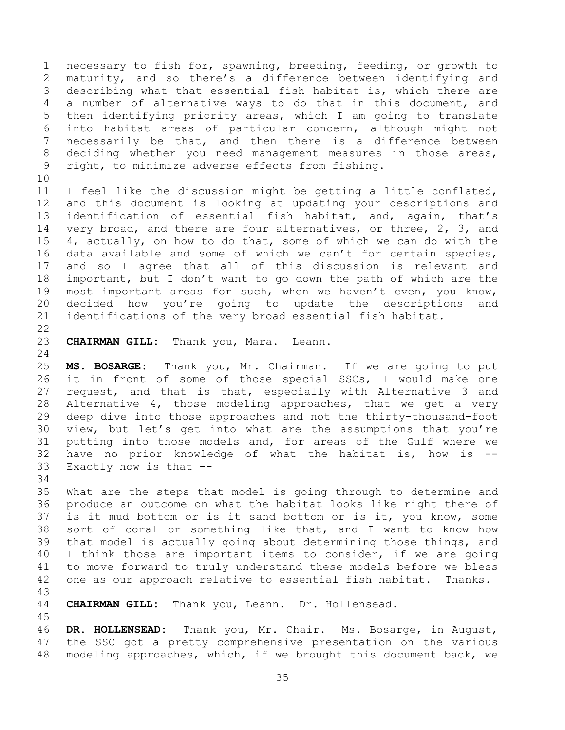necessary to fish for, spawning, breeding, feeding, or growth to maturity, and so there's a difference between identifying and describing what that essential fish habitat is, which there are a number of alternative ways to do that in this document, and then identifying priority areas, which I am going to translate into habitat areas of particular concern, although might not necessarily be that, and then there is a difference between deciding whether you need management measures in those areas, right, to minimize adverse effects from fishing.

I feel like the discussion might be getting a little conflated, and this document is looking at updating your descriptions and identification of essential fish habitat, and, again, that's very broad, and there are four alternatives, or three, 2, 3, and 4, actually, on how to do that, some of which we can do with the data available and some of which we can't for certain species, and so I agree that all of this discussion is relevant and important, but I don't want to go down the path of which are the most important areas for such, when we haven't even, you know, decided how you're going to update the descriptions and identifications of the very broad essential fish habitat.

**CHAIRMAN GILL:** Thank you, Mara. Leann.

**MS. BOSARGE:** Thank you, Mr. Chairman. If we are going to put it in front of some of those special SSCs, I would make one request, and that is that, especially with Alternative 3 and Alternative 4, those modeling approaches, that we get a very deep dive into those approaches and not the thirty-thousand-foot view, but let's get into what are the assumptions that you're putting into those models and, for areas of the Gulf where we have no prior knowledge of what the habitat is, how is -- Exactly how is that --

What are the steps that model is going through to determine and produce an outcome on what the habitat looks like right there of is it mud bottom or is it sand bottom or is it, you know, some sort of coral or something like that, and I want to know how that model is actually going about determining those things, and I think those are important items to consider, if we are going to move forward to truly understand these models before we bless one as our approach relative to essential fish habitat. Thanks.

**CHAIRMAN GILL:** Thank you, Leann. Dr. Hollensead.

**DR. HOLLENSEAD:** Thank you, Mr. Chair. Ms. Bosarge, in August, the SSC got a pretty comprehensive presentation on the various modeling approaches, which, if we brought this document back, we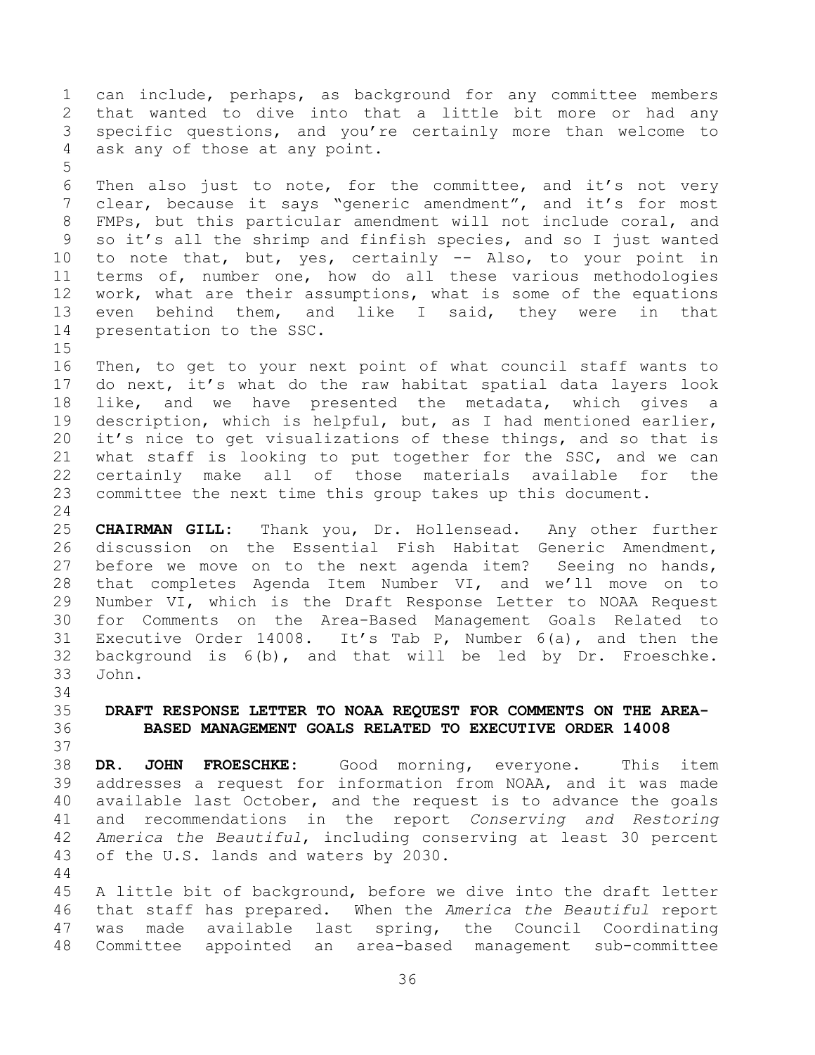can include, perhaps, as background for any committee members that wanted to dive into that a little bit more or had any specific questions, and you're certainly more than welcome to ask any of those at any point.

Then also just to note, for the committee, and it's not very clear, because it says "generic amendment", and it's for most FMPs, but this particular amendment will not include coral, and so it's all the shrimp and finfish species, and so I just wanted to note that, but, yes, certainly -- Also, to your point in terms of, number one, how do all these various methodologies work, what are their assumptions, what is some of the equations even behind them, and like I said, they were in that presentation to the SSC.

Then, to get to your next point of what council staff wants to do next, it's what do the raw habitat spatial data layers look like, and we have presented the metadata, which gives a description, which is helpful, but, as I had mentioned earlier, it's nice to get visualizations of these things, and so that is what staff is looking to put together for the SSC, and we can certainly make all of those materials available for the committee the next time this group takes up this document.

**CHAIRMAN GILL:** Thank you, Dr. Hollensead. Any other further discussion on the Essential Fish Habitat Generic Amendment, before we move on to the next agenda item? Seeing no hands, that completes Agenda Item Number VI, and we'll move on to Number VI, which is the Draft Response Letter to NOAA Request for Comments on the Area-Based Management Goals Related to Executive Order 14008. It's Tab P, Number 6(a), and then the background is 6(b), and that will be led by Dr. Froeschke. John.

## DRAFT RESPONSE LETTER TO NOAA REQUEST FOR COMMENTS ON THE AREA-BASED MANAGEMENT GOALS RELATED TO EXECUTIVE ORDER 14008

**DR. JOHN FROESCHKE:** Good morning, everyone. This item addresses a request for information from NOAA, and it was made available last October, and the request is to advance the goals and recommendations in the report *Conserving and Restoring America the Beautiful*, including conserving at least 30 percent of the U.S. lands and waters by 2030.

A little bit of background, before we dive into the draft letter that staff has prepared. When the *America the Beautiful* report was made available last spring, the Council Coordinating Committee appointed an area-based management sub-committee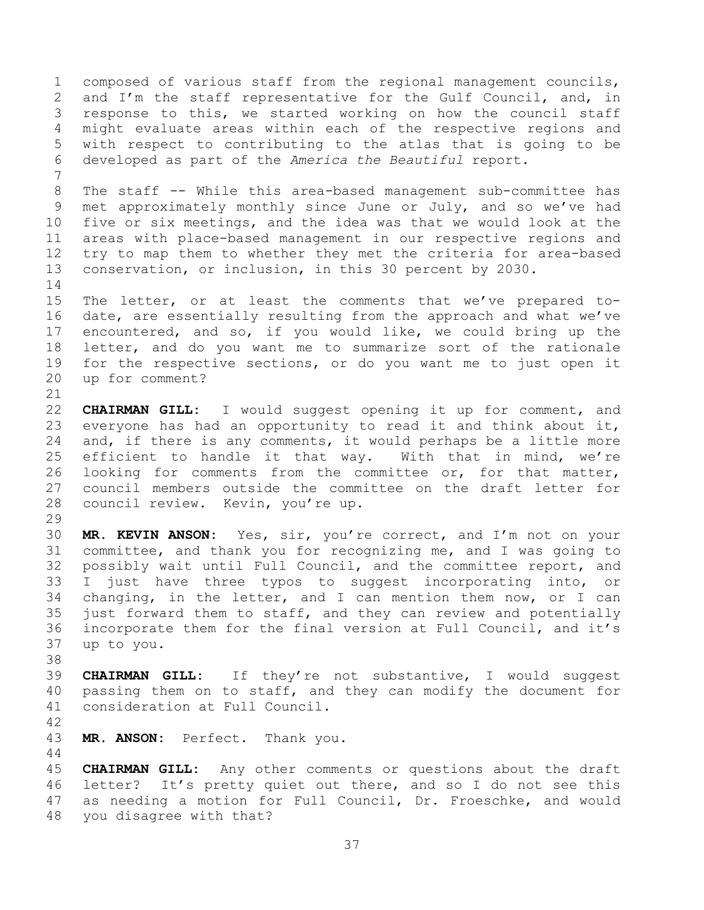composed of various staff from the regional management councils, and I'm the staff representative for the Gulf Council, and, in response to this, we started working on how the council staff might evaluate areas within each of the respective regions and with respect to contributing to the atlas that is going to be developed as part of the *America the Beautiful* report.

The staff -- While this area-based management sub-committee has met approximately monthly since June or July, and so we've had five or six meetings, and the idea was that we would look at the areas with place-based management in our respective regions and try to map them to whether they met the criteria for area-based conservation, or inclusion, in this 30 percent by 2030.

The letter, or at least the comments that we've prepared to-date, are essentially resulting from the approach and what we've encountered, and so, if you would like, we could bring up the letter, and do you want me to summarize sort of the rationale for the respective sections, or do you want me to just open it up for comment?

**CHAIRMAN GILL:** I would suggest opening it up for comment, and everyone has had an opportunity to read it and think about it, and, if there is any comments, it would perhaps be a little more efficient to handle it that way. With that in mind, we're looking for comments from the committee or, for that matter, council members outside the committee on the draft letter for council review. Kevin, you're up.

**MR. KEVIN ANSON:** Yes, sir, you're correct, and I'm not on your committee, and thank you for recognizing me, and I was going to possibly wait until Full Council, and the committee report, and I just have three typos to suggest incorporating into, or changing, in the letter, and I can mention them now, or I can just forward them to staff, and they can review and potentially incorporate them for the final version at Full Council, and it's up to you.

**CHAIRMAN GILL:** If they're not substantive, I would suggest passing them on to staff, and they can modify the document for consideration at Full Council.

**MR. ANSON:** Perfect. Thank you.

**CHAIRMAN GILL:** Any other comments or questions about the draft letter? It's pretty quiet out there, and so I do not see this as needing a motion for Full Council, Dr. Froeschke, and would you disagree with that?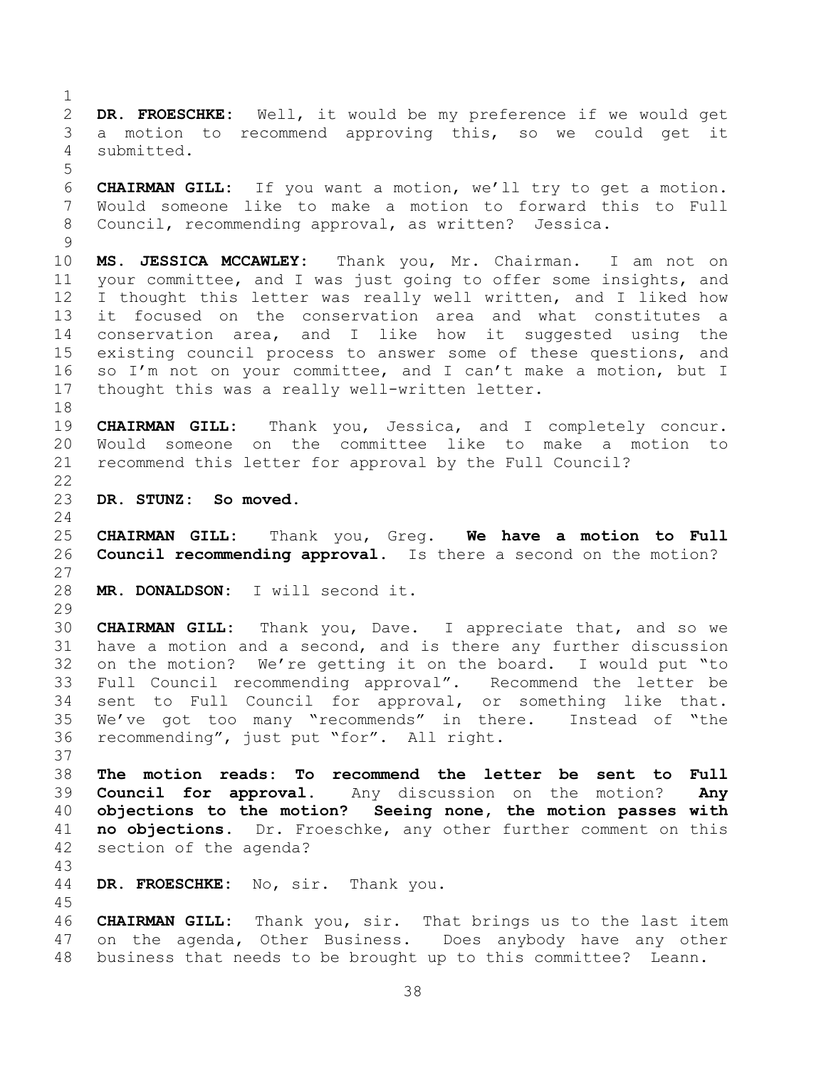**DR. FROESCHKE:** Well, it would be my preference if we would get a motion to recommend approving this, so we could get it submitted.

**CHAIRMAN GILL:** If you want a motion, we'll try to get a motion. Would someone like to make a motion to forward this to Full Council, recommending approval, as written? Jessica.

**MS. JESSICA MCCAWLEY:** Thank you, Mr. Chairman. I am not on your committee, and I was just going to offer some insights, and I thought this letter was really well written, and I liked how it focused on the conservation area and what constitutes a conservation area, and I like how it suggested using the existing council process to answer some of these questions, and so I'm not on your committee, and I can't make a motion, but I thought this was a really well-written letter.

**CHAIRMAN GILL:** Thank you, Jessica, and I completely concur. Would someone on the committee like to make a motion to recommend this letter for approval by the Full Council?

**DR. STUNZ: So moved.**

**CHAIRMAN GILL:** Thank you, Greg. **We have a motion to Full Council recommending approval.** Is there a second on the motion?

**MR. DONALDSON:** I will second it.

**CHAIRMAN GILL:** Thank you, Dave. I appreciate that, and so we have a motion and a second, and is there any further discussion on the motion? We're getting it on the board. I would put "to Full Council recommending approval". Recommend the letter be sent to Full Council for approval, or something like that. We've got too many "recommends" in there. Instead of "the recommending", just put "for". All right.

**The motion reads: To recommend the letter be sent to Full Council for approval.** Any discussion on the motion? **Any objections to the motion? Seeing none, the motion passes with no objections.** Dr. Froeschke, any other further comment on this section of the agenda?

**DR. FROESCHKE:** No, sir. Thank you.

**CHAIRMAN GILL:** Thank you, sir. That brings us to the last item on the agenda, Other Business. Does anybody have any other business that needs to be brought up to this committee? Leann.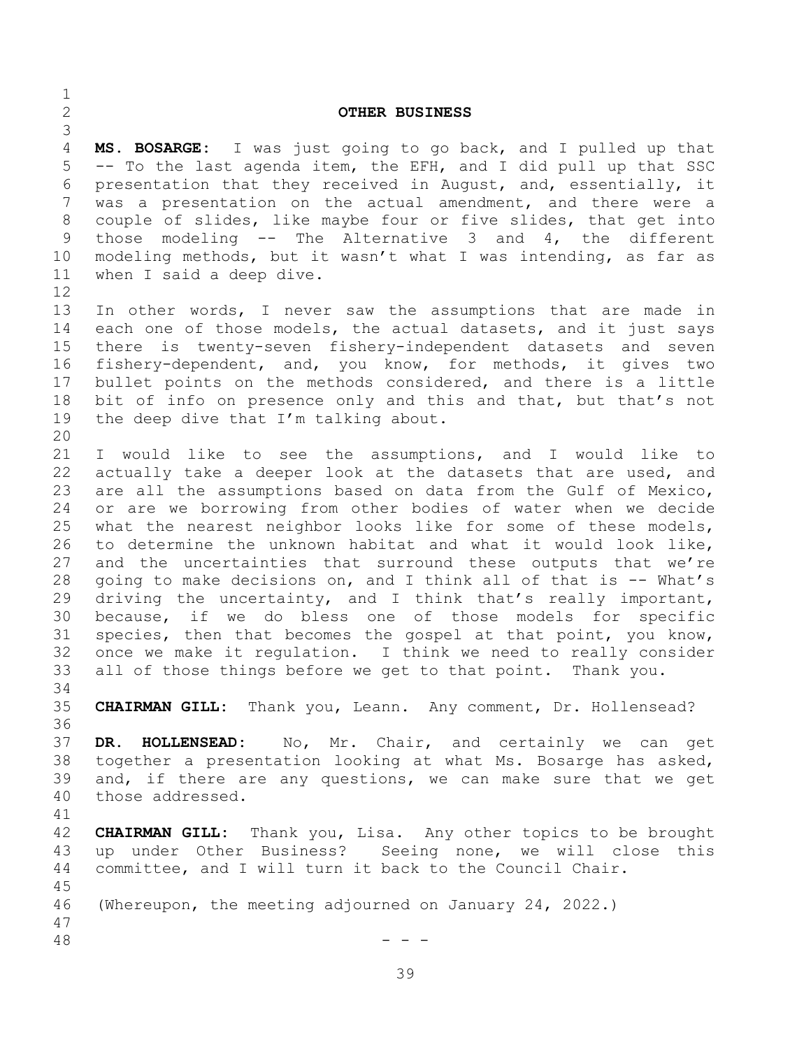## OTHER BUSINESS

**MS. BOSARGE:** I was just going to go back, and I pulled up that -- To the last agenda item, the EFH, and I did pull up that SSC presentation that they received in August, and, essentially, it was a presentation on the actual amendment, and there were a couple of slides, like maybe four or five slides, that get into those modeling -- The Alternative 3 and 4, the different modeling methods, but it wasn't what I was intending, as far as when I said a deep dive.

In other words, I never saw the assumptions that are made in each one of those models, the actual datasets, and it just says there is twenty-seven fishery-independent datasets and seven fishery-dependent, and, you know, for methods, it gives two bullet points on the methods considered, and there is a little bit of info on presence only and this and that, but that's not the deep dive that I'm talking about.

I would like to see the assumptions, and I would like to actually take a deeper look at the datasets that are used, and are all the assumptions based on data from the Gulf of Mexico, or are we borrowing from other bodies of water when we decide what the nearest neighbor looks like for some of these models, to determine the unknown habitat and what it would look like, and the uncertainties that surround these outputs that we're going to make decisions on, and I think all of that is -- What's driving the uncertainty, and I think that's really important, because, if we do bless one of those models for specific species, then that becomes the gospel at that point, you know, once we make it regulation. I think we need to really consider all of those things before we get to that point. Thank you.

**CHAIRMAN GILL:** Thank you, Leann. Any comment, Dr. Hollensead?

**DR. HOLLENSEAD:** No, Mr. Chair, and certainly we can get together a presentation looking at what Ms. Bosarge has asked, and, if there are any questions, we can make sure that we get those addressed.

**CHAIRMAN GILL:** Thank you, Lisa. Any other topics to be brought up under Other Business? Seeing none, we will close this committee, and I will turn it back to the Council Chair.

(Whereupon, the meeting adjourned on January 24, 2022.)

\- - -